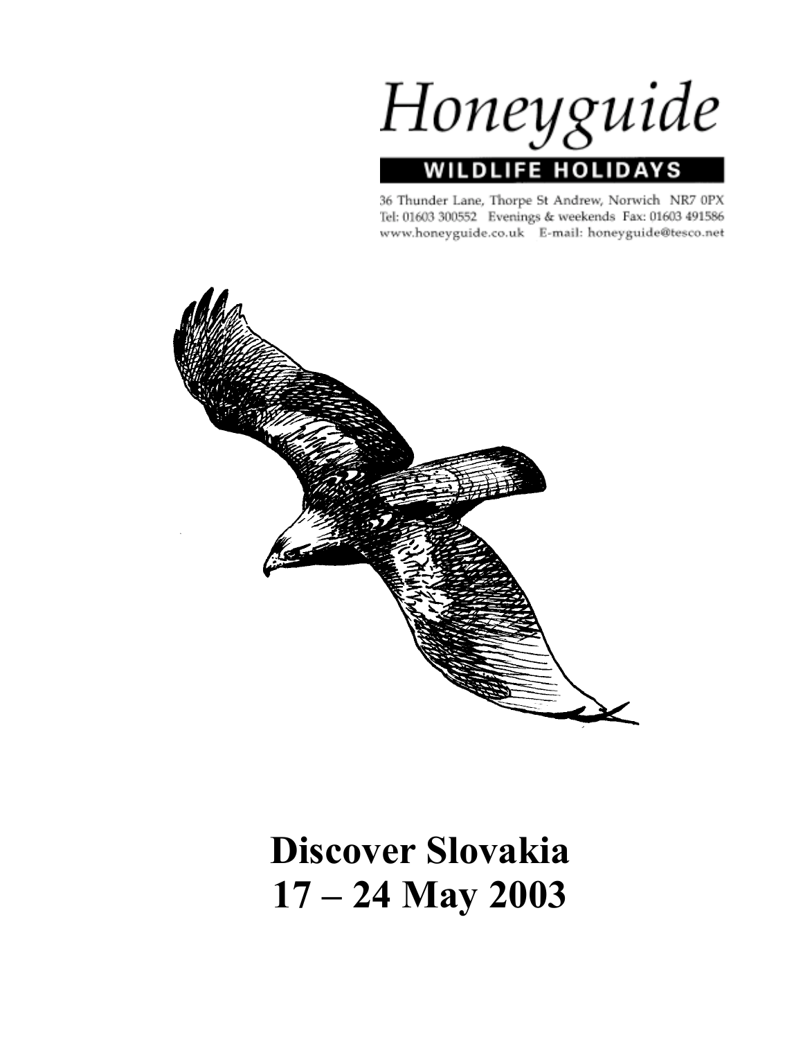Honeyguide

WILDLIFE HOLIDAYS

36 Thunder Lane, Thorpe St Andrew, Norwich NR7 0PX
Tel: 01603 300552 Evenings & weekends Fax: 01603 491586
www.honeyguide.co.uk E-mail: honeyguide@tesco.net

# Discover Slovakia
# 17 – 24 May 2003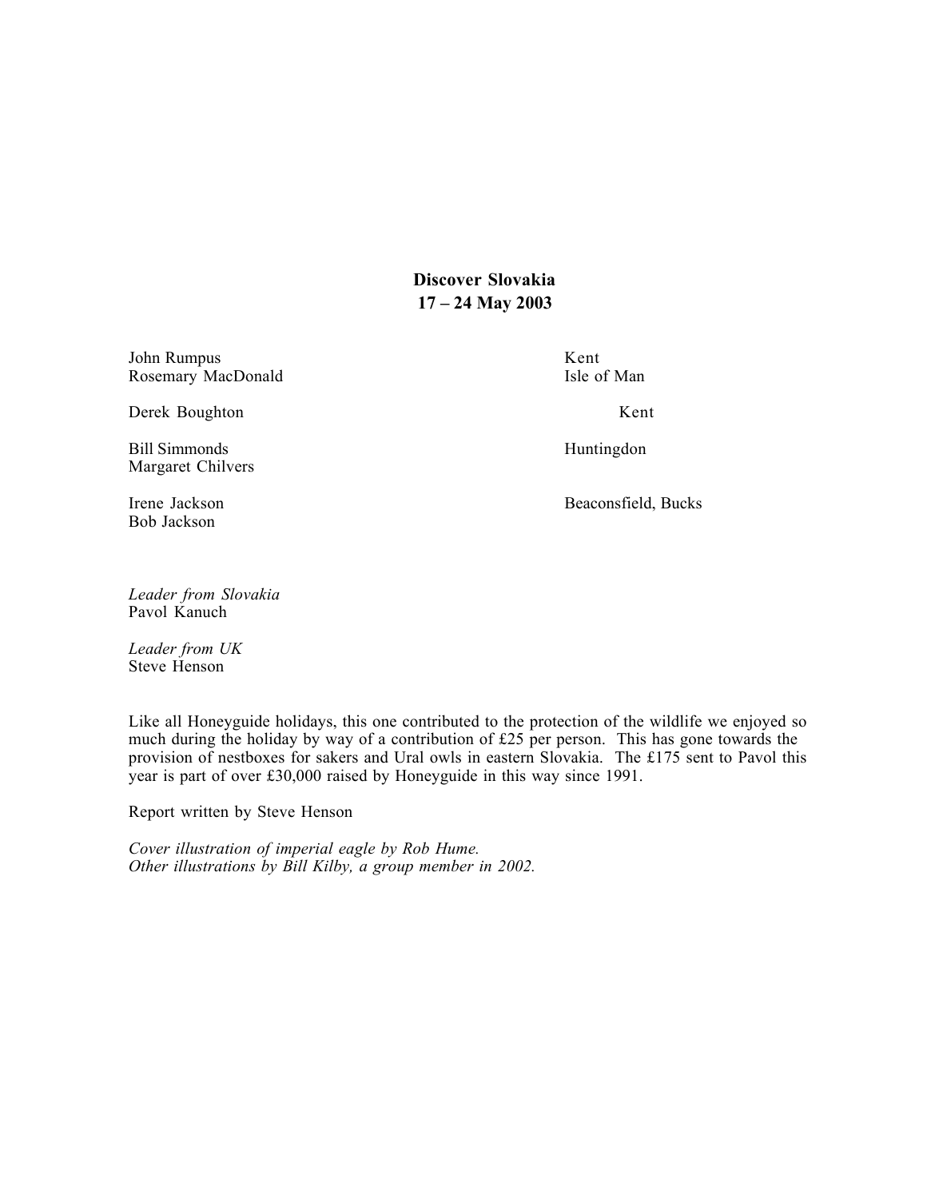**Discover Slovakia**
**17 – 24 May 2003**

| | |
|---|---|
| John Rumpus | Kent |
| Rosemary MacDonald | Isle of Man |
| | |
| Derek Boughton | Kent |
| | |
| Bill Simmonds | Huntingdon |
| Margaret Chilvers | |
| | |
| Irene Jackson | Beaconsfield, Bucks |
| Bob Jackson | |

*Leader from Slovakia*
Pavol Kanuch

*Leader from UK*
Steve Henson

Like all Honeyguide holidays, this one contributed to the protection of the wildlife we enjoyed so much during the holiday by way of a contribution of £25 per person. This has gone towards the provision of nestboxes for sakers and Ural owls in eastern Slovakia. The £175 sent to Pavol this year is part of over £30,000 raised by Honeyguide in this way since 1991.

Report written by Steve Henson

*Cover illustration of imperial eagle by Rob Hume.*
*Other illustrations by Bill Kilby, a group member in 2002.*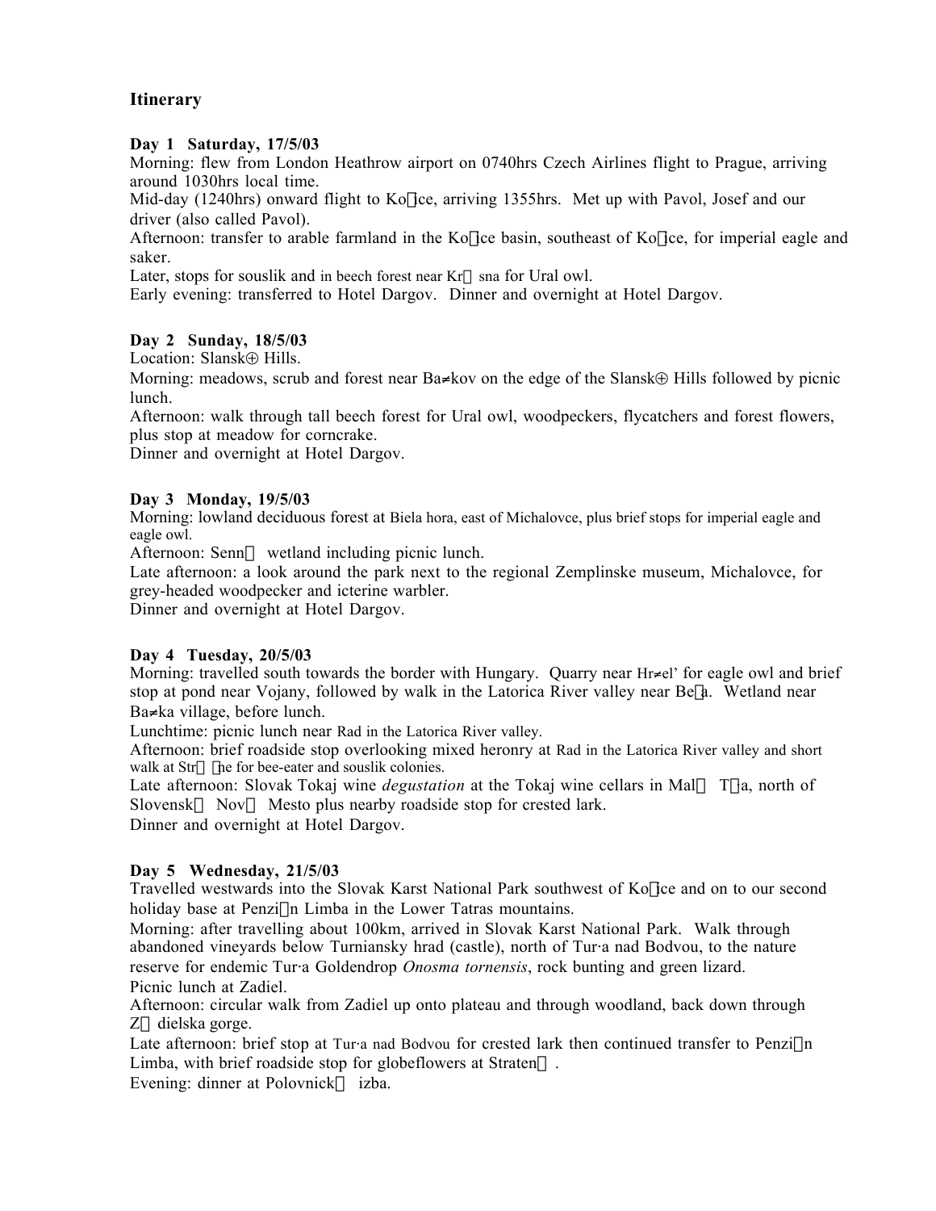## Itinerary

**Day 1 Saturday, 17/5/03**
Morning: flew from London Heathrow airport on 0740hrs Czech Airlines flight to Prague, arriving around 1030hrs local time.
Mid-day (1240hrs) onward flight to Ko ice, arriving 1355hrs. Met up with Pavol, Josef and our driver (also called Pavol).
Afternoon: transfer to arable farmland in the Ko ice basin, southeast of Ko ice, for imperial eagle and saker.
Later, stops for souslik and in beech forest near Kr sna for Ural owl.
Early evening: transferred to Hotel Dargov. Dinner and overnight at Hotel Dargov.

**Day 2 Sunday, 18/5/03**
Location: Slansk⊕ Hills.
Morning: meadows, scrub and forest near Ba≠kov on the edge of the Slansk⊕ Hills followed by picnic lunch.
Afternoon: walk through tall beech forest for Ural owl, woodpeckers, flycatchers and forest flowers, plus stop at meadow for corncrake.
Dinner and overnight at Hotel Dargov.

**Day 3 Monday, 19/5/03**
Morning: lowland deciduous forest at Biela hora, east of Michalovce, plus brief stops for imperial eagle and eagle owl.
Afternoon: Senn wetland including picnic lunch.
Late afternoon: a look around the park next to the regional Zemplinske museum, Michalovce, for grey-headed woodpecker and icterine warbler.
Dinner and overnight at Hotel Dargov.

**Day 4 Tuesday, 20/5/03**
Morning: travelled south towards the border with Hungary. Quarry near Hr≠el' for eagle owl and brief stop at pond near Vojany, followed by walk in the Latorica River valley near Be a. Wetland near Ba≠ka village, before lunch.
Lunchtime: picnic lunch near Rad in the Latorica River valley.
Afternoon: brief roadside stop overlooking mixed heronry at Rad in the Latorica River valley and short walk at Str he for bee-eater and souslik colonies.
Late afternoon: Slovak Tokaj wine *degustation* at the Tokaj wine cellars in Mal T a, north of Slovensk Nov Mesto plus nearby roadside stop for crested lark.
Dinner and overnight at Hotel Dargov.

**Day 5 Wednesday, 21/5/03**
Travelled westwards into the Slovak Karst National Park southwest of Ko ice and on to our second holiday base at Penzi n Limba in the Lower Tatras mountains.
Morning: after travelling about 100km, arrived in Slovak Karst National Park. Walk through abandoned vineyards below Turniansky hrad (castle), north of Tur·a nad Bodvou, to the nature reserve for endemic Tur·a Goldendrop *Onosma tornensis*, rock bunting and green lizard.
Picnic lunch at Zadiel.
Afternoon: circular walk from Zadiel up onto plateau and through woodland, back down through Z dielska gorge.
Late afternoon: brief stop at Tur·a nad Bodvou for crested lark then continued transfer to Penzi n Limba, with brief roadside stop for globeflowers at Straten .
Evening: dinner at Polovnick izba.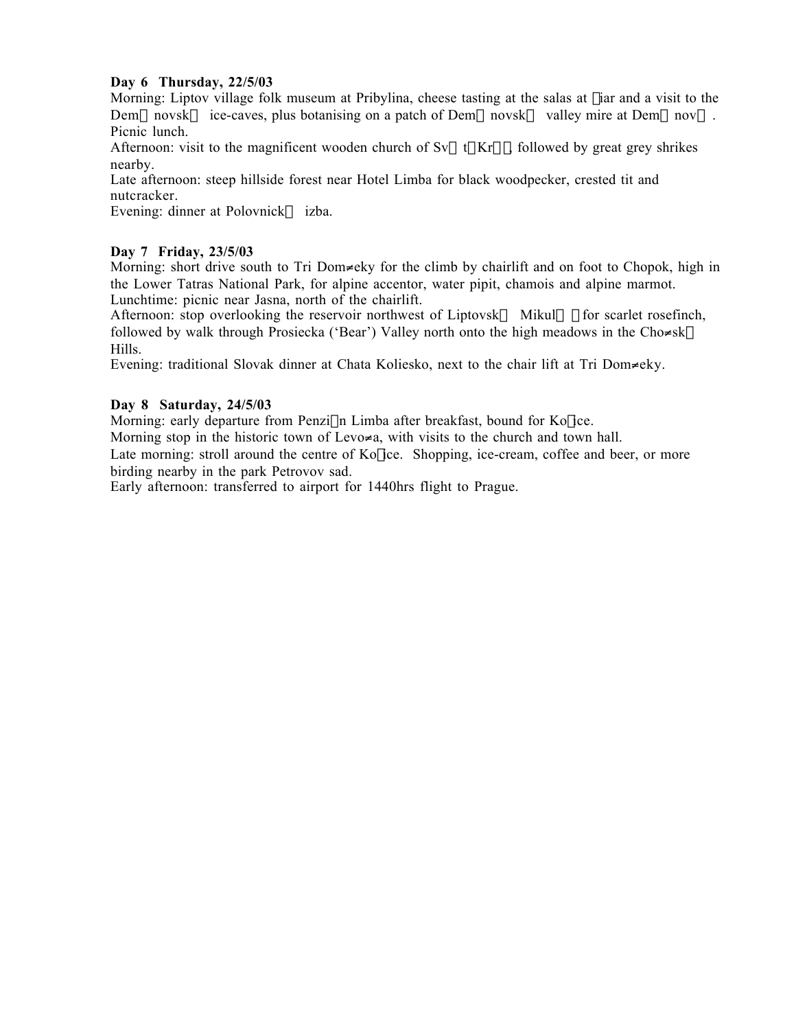**Day 6 Thursday, 22/5/03**

Morning: Liptov village folk museum at Pribylina, cheese tasting at the salas at □iar and a visit to the Dem□novsk□ ice-caves, plus botanising on a patch of Dem□novsk□ valley mire at Dem□nov□. Picnic lunch.
Afternoon: visit to the magnificent wooden church of Sv□t□Kr□□, followed by great grey shrikes nearby.
Late afternoon: steep hillside forest near Hotel Limba for black woodpecker, crested tit and nutcracker.
Evening: dinner at Polovnick□ izba.

**Day 7 Friday, 23/5/03**

Morning: short drive south to Tri Dom≠eky for the climb by chairlift and on foot to Chopok, high in the Lower Tatras National Park, for alpine accentor, water pipit, chamois and alpine marmot.
Lunchtime: picnic near Jasna, north of the chairlift.
Afternoon: stop overlooking the reservoir northwest of Liptovsk□ Mikul□□ for scarlet rosefinch, followed by walk through Prosiecka ('Bear') Valley north onto the high meadows in the Cho≠sk□ Hills.
Evening: traditional Slovak dinner at Chata Koliesko, next to the chair lift at Tri Dom≠eky.

**Day 8 Saturday, 24/5/03**

Morning: early departure from Penzi□n Limba after breakfast, bound for Ko□ice.
Morning stop in the historic town of Levo≠a, with visits to the church and town hall.
Late morning: stroll around the centre of Ko□ice. Shopping, ice-cream, coffee and beer, or more birding nearby in the park Petrovov sad.
Early afternoon: transferred to airport for 1440hrs flight to Prague.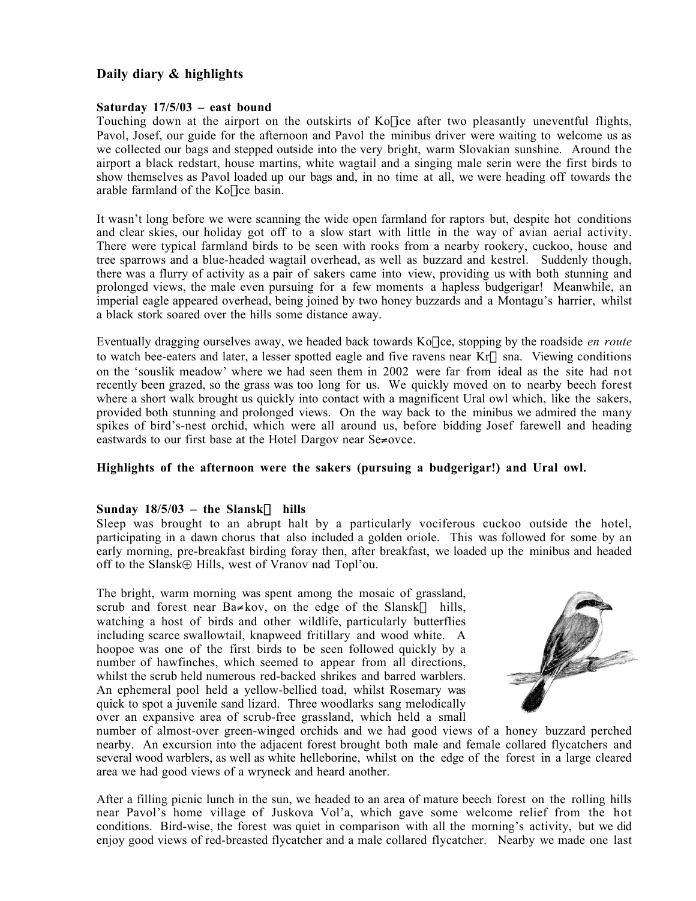## Daily diary & highlights

**Saturday 17/5/03 – east bound**

Touching down at the airport on the outskirts of Ko ice after two pleasantly uneventful flights, Pavol, Josef, our guide for the afternoon and Pavol the minibus driver were waiting to welcome us as we collected our bags and stepped outside into the very bright, warm Slovakian sunshine. Around the airport a black redstart, house martins, white wagtail and a singing male serin were the first birds to show themselves as Pavol loaded up our bags and, in no time at all, we were heading off towards the arable farmland of the Ko ice basin.

It wasn't long before we were scanning the wide open farmland for raptors but, despite hot conditions and clear skies, our holiday got off to a slow start with little in the way of avian aerial activity. There were typical farmland birds to be seen with rooks from a nearby rookery, cuckoo, house and tree sparrows and a blue-headed wagtail overhead, as well as buzzard and kestrel. Suddenly though, there was a flurry of activity as a pair of sakers came into view, providing us with both stunning and prolonged views, the male even pursuing for a few moments a hapless budgerigar! Meanwhile, an imperial eagle appeared overhead, being joined by two honey buzzards and a Montagu's harrier, whilst a black stork soared over the hills some distance away.

Eventually dragging ourselves away, we headed back towards Ko ice, stopping by the roadside *en route* to watch bee-eaters and later, a lesser spotted eagle and five ravens near Kr sna. Viewing conditions on the 'souslik meadow' where we had seen them in 2002 were far from ideal as the site had not recently been grazed, so the grass was too long for us. We quickly moved on to nearby beech forest where a short walk brought us quickly into contact with a magnificent Ural owl which, like the sakers, provided both stunning and prolonged views. On the way back to the minibus we admired the many spikes of bird's-nest orchid, which were all around us, before bidding Josef farewell and heading eastwards to our first base at the Hotel Dargov near Se≠ovce.

**Highlights of the afternoon were the sakers (pursuing a budgerigar!) and Ural owl.**

**Sunday 18/5/03 – the Slansk hills**

Sleep was brought to an abrupt halt by a particularly vociferous cuckoo outside the hotel, participating in a dawn chorus that also included a golden oriole. This was followed for some by an early morning, pre-breakfast birding foray then, after breakfast, we loaded up the minibus and headed off to the Slansk⊕ Hills, west of Vranov nad Topl'ou.

The bright, warm morning was spent among the mosaic of grassland, scrub and forest near Ba≠kov, on the edge of the Slansk hills, watching a host of birds and other wildlife, particularly butterflies including scarce swallowtail, knapweed fritillary and wood white. A hoopoe was one of the first birds to be seen followed quickly by a number of hawfinches, which seemed to appear from all directions, whilst the scrub held numerous red-backed shrikes and barred warblers. An ephemeral pool held a yellow-bellied toad, whilst Rosemary was quick to spot a juvenile sand lizard. Three woodlarks sang melodically over an expansive area of scrub-free grassland, which held a small number of almost-over green-winged orchids and we had good views of a honey buzzard perched nearby. An excursion into the adjacent forest brought both male and female collared flycatchers and several wood warblers, as well as white helleborine, whilst on the edge of the forest in a large cleared area we had good views of a wryneck and heard another.

After a filling picnic lunch in the sun, we headed to an area of mature beech forest on the rolling hills near Pavol's home village of Juskova Vol'a, which gave some welcome relief from the hot conditions. Bird-wise, the forest was quiet in comparison with all the morning's activity, but we did enjoy good views of red-breasted flycatcher and a male collared flycatcher. Nearby we made one last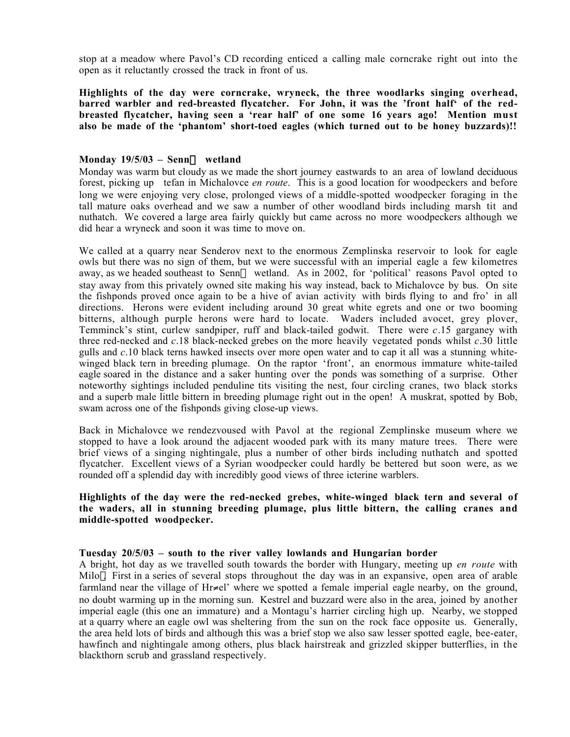stop at a meadow where Pavol's CD recording enticed a calling male corncrake right out into the open as it reluctantly crossed the track in front of us.

**Highlights of the day were corncrake, wryneck, the three woodlarks singing overhead, barred warbler and red-breasted flycatcher. For John, it was the 'front half' of the red-breasted flycatcher, having seen a 'rear half' of one some 16 years ago! Mention must also be made of the 'phantom' short-toed eagles (which turned out to be honey buzzards)!!**

**Monday 19/5/03 – Senn wetland**

Monday was warm but cloudy as we made the short journey eastwards to an area of lowland deciduous forest, picking up tefan in Michalovce *en route*. This is a good location for woodpeckers and before long we were enjoying very close, prolonged views of a middle-spotted woodpecker foraging in the tall mature oaks overhead and we saw a number of other woodland birds including marsh tit and nuthatch. We covered a large area fairly quickly but came across no more woodpeckers although we did hear a wryneck and soon it was time to move on.

We called at a quarry near Senderov next to the enormous Zemplinska reservoir to look for eagle owls but there was no sign of them, but we were successful with an imperial eagle a few kilometres away, as we headed southeast to Senn wetland. As in 2002, for 'political' reasons Pavol opted to stay away from this privately owned site making his way instead, back to Michalovce by bus. On site the fishponds proved once again to be a hive of avian activity with birds flying to and fro' in all directions. Herons were evident including around 30 great white egrets and one or two booming bitterns, although purple herons were hard to locate. Waders included avocet, grey plover, Temminck's stint, curlew sandpiper, ruff and black-tailed godwit. There were *c*.15 garganey with three red-necked and *c*.18 black-necked grebes on the more heavily vegetated ponds whilst *c*.30 little gulls and *c*.10 black terns hawked insects over more open water and to cap it all was a stunning white-winged black tern in breeding plumage. On the raptor 'front', an enormous immature white-tailed eagle soared in the distance and a saker hunting over the ponds was something of a surprise. Other noteworthy sightings included penduline tits visiting the nest, four circling cranes, two black storks and a superb male little bittern in breeding plumage right out in the open! A muskrat, spotted by Bob, swam across one of the fishponds giving close-up views.

Back in Michalovce we rendezvoused with Pavol at the regional Zemplinske museum where we stopped to have a look around the adjacent wooded park with its many mature trees. There were brief views of a singing nightingale, plus a number of other birds including nuthatch and spotted flycatcher. Excellent views of a Syrian woodpecker could hardly be bettered but soon were, as we rounded off a splendid day with incredibly good views of three icterine warblers.

**Highlights of the day were the red-necked grebes, white-winged black tern and several of the waders, all in stunning breeding plumage, plus little bittern, the calling cranes and middle-spotted woodpecker.**

**Tuesday 20/5/03 – south to the river valley lowlands and Hungarian border**

A bright, hot day as we travelled south towards the border with Hungary, meeting up *en route* with Milo First in a series of several stops throughout the day was in an expansive, open area of arable farmland near the village of Hr≠el' where we spotted a female imperial eagle nearby, on the ground, no doubt warming up in the morning sun. Kestrel and buzzard were also in the area, joined by another imperial eagle (this one an immature) and a Montagu's harrier circling high up. Nearby, we stopped at a quarry where an eagle owl was sheltering from the sun on the rock face opposite us. Generally, the area held lots of birds and although this was a brief stop we also saw lesser spotted eagle, bee-eater, hawfinch and nightingale among others, plus black hairstreak and grizzled skipper butterflies, in the blackthorn scrub and grassland respectively.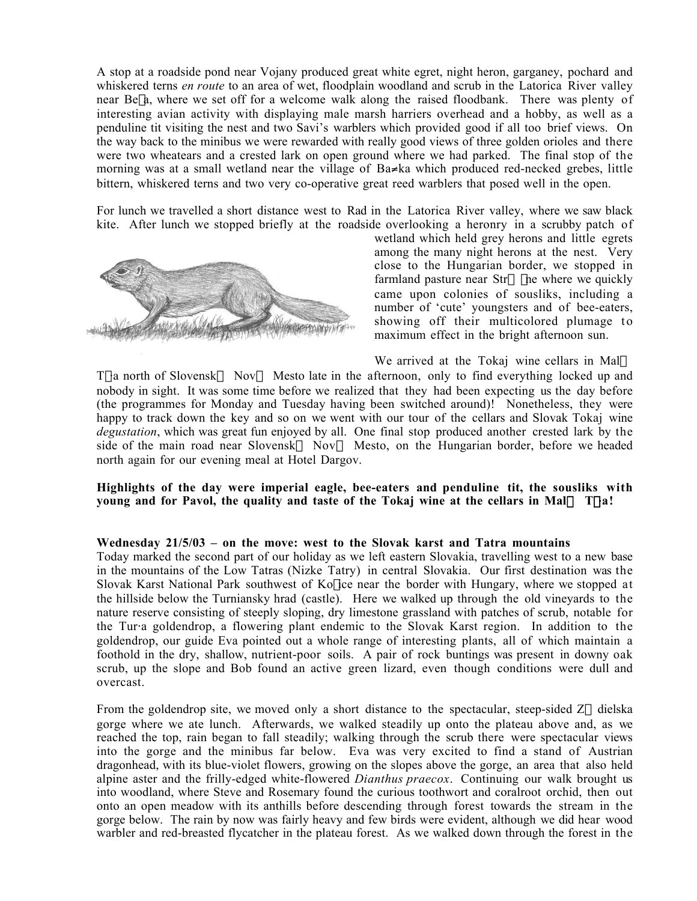A stop at a roadside pond near Vojany produced great white egret, night heron, garganey, pochard and whiskered terns *en route* to an area of wet, floodplain woodland and scrub in the Latorica River valley near Be a, where we set off for a welcome walk along the raised floodbank. There was plenty of interesting avian activity with displaying male marsh harriers overhead and a hobby, as well as a penduline tit visiting the nest and two Savi's warblers which provided good if all too brief views. On the way back to the minibus we were rewarded with really good views of three golden orioles and there were two wheatears and a crested lark on open ground where we had parked. The final stop of the morning was at a small wetland near the village of Ba≠ka which produced red-necked grebes, little bittern, whiskered terns and two very co-operative great reed warblers that posed well in the open.

For lunch we travelled a short distance west to Rad in the Latorica River valley, where we saw black kite. After lunch we stopped briefly at the roadside overlooking a heronry in a scrubby patch of wetland which held grey herons and little egrets among the many night herons at the nest. Very close to the Hungarian border, we stopped in farmland pasture near Str  he where we quickly came upon colonies of sousliks, including a number of 'cute' youngsters and of bee-eaters, showing off their multicolored plumage to maximum effect in the bright afternoon sun.

We arrived at the Tokaj wine cellars in Mal  T a north of Slovensk  Nov  Mesto late in the afternoon, only to find everything locked up and nobody in sight. It was some time before we realized that they had been expecting us the day before (the programmes for Monday and Tuesday having been switched around)! Nonetheless, they were happy to track down the key and so on we went with our tour of the cellars and Slovak Tokaj wine *degustation*, which was great fun enjoyed by all. One final stop produced another crested lark by the side of the main road near Slovensk  Nov  Mesto, on the Hungarian border, before we headed north again for our evening meal at Hotel Dargov.

**Highlights of the day were imperial eagle, bee-eaters and penduline tit, the sousliks with young and for Pavol, the quality and taste of the Tokaj wine at the cellars in Mal  T a!**

**Wednesday 21/5/03 – on the move: west to the Slovak karst and Tatra mountains**

Today marked the second part of our holiday as we left eastern Slovakia, travelling west to a new base in the mountains of the Low Tatras (Nizke Tatry) in central Slovakia. Our first destination was the Slovak Karst National Park southwest of Ko ce near the border with Hungary, where we stopped at the hillside below the Turniansky hrad (castle). Here we walked up through the old vineyards to the nature reserve consisting of steeply sloping, dry limestone grassland with patches of scrub, notable for the Tur·a goldendrop, a flowering plant endemic to the Slovak Karst region. In addition to the goldendrop, our guide Eva pointed out a whole range of interesting plants, all of which maintain a foothold in the dry, shallow, nutrient-poor soils. A pair of rock buntings was present in downy oak scrub, up the slope and Bob found an active green lizard, even though conditions were dull and overcast.

From the goldendrop site, we moved only a short distance to the spectacular, steep-sided Z  dielska gorge where we ate lunch. Afterwards, we walked steadily up onto the plateau above and, as we reached the top, rain began to fall steadily; walking through the scrub there were spectacular views into the gorge and the minibus far below. Eva was very excited to find a stand of Austrian dragonhead, with its blue-violet flowers, growing on the slopes above the gorge, an area that also held alpine aster and the frilly-edged white-flowered *Dianthus praecox*. Continuing our walk brought us into woodland, where Steve and Rosemary found the curious toothwort and coralroot orchid, then out onto an open meadow with its anthills before descending through forest towards the stream in the gorge below. The rain by now was fairly heavy and few birds were evident, although we did hear wood warbler and red-breasted flycatcher in the plateau forest. As we walked down through the forest in the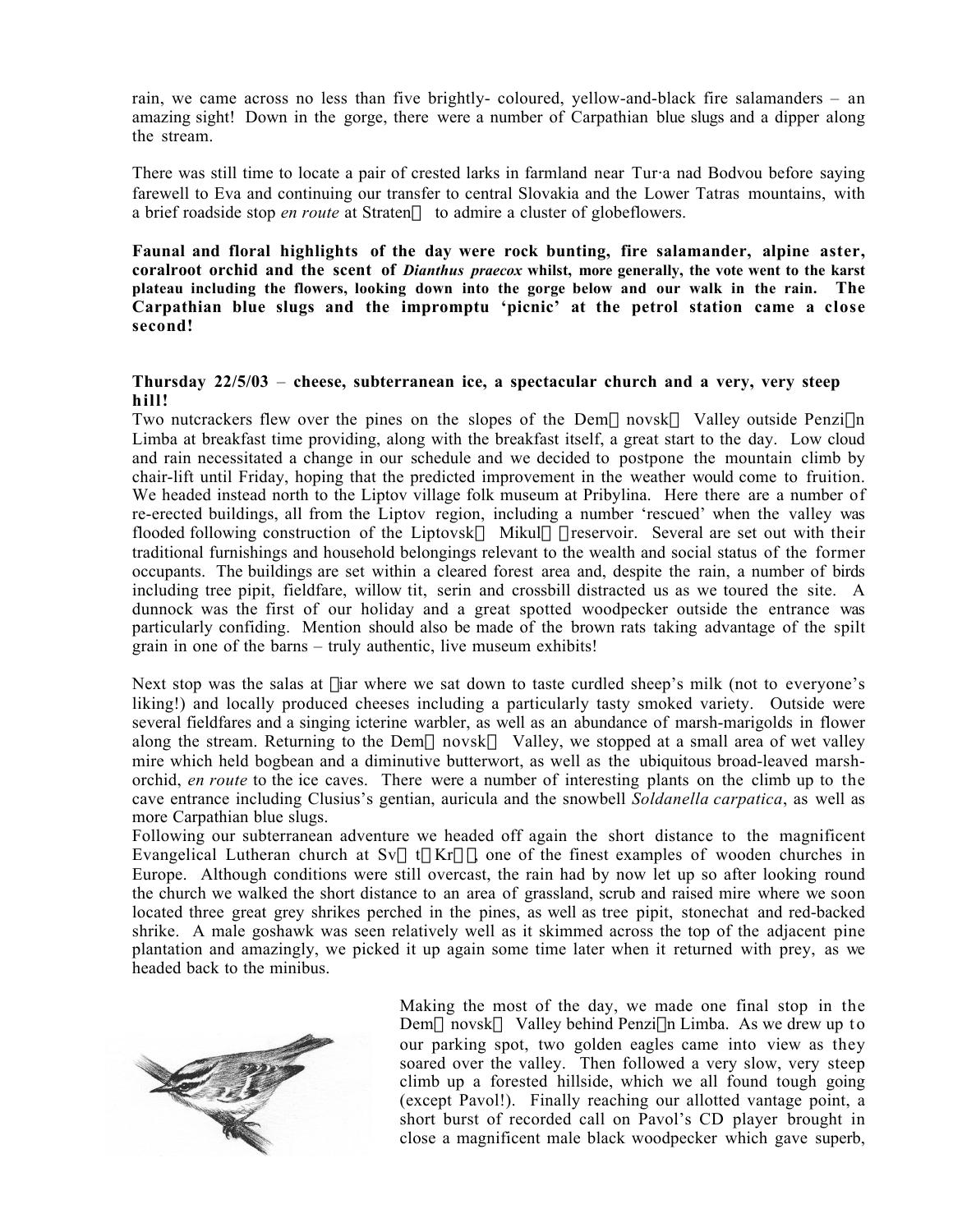rain, we came across no less than five brightly- coloured, yellow-and-black fire salamanders – an amazing sight! Down in the gorge, there were a number of Carpathian blue slugs and a dipper along the stream.

There was still time to locate a pair of crested larks in farmland near Tur·a nad Bodvou before saying farewell to Eva and continuing our transfer to central Slovakia and the Lower Tatras mountains, with a brief roadside stop *en route* at Straten to admire a cluster of globeflowers.

**Faunal and floral highlights of the day were rock bunting, fire salamander, alpine aster, coralroot orchid and the scent of *Dianthus praecox* whilst, more generally, the vote went to the karst plateau including the flowers, looking down into the gorge below and our walk in the rain. The Carpathian blue slugs and the impromptu 'picnic' at the petrol station came a close second!**

**Thursday 22/5/03 – cheese, subterranean ice, a spectacular church and a very, very steep hill!**

Two nutcrackers flew over the pines on the slopes of the Dem novsk Valley outside Penzi n Limba at breakfast time providing, along with the breakfast itself, a great start to the day. Low cloud and rain necessitated a change in our schedule and we decided to postpone the mountain climb by chair-lift until Friday, hoping that the predicted improvement in the weather would come to fruition. We headed instead north to the Liptov village folk museum at Pribylina. Here there are a number of re-erected buildings, all from the Liptov region, including a number 'rescued' when the valley was flooded following construction of the Liptovsk Mikul reservoir. Several are set out with their traditional furnishings and household belongings relevant to the wealth and social status of the former occupants. The buildings are set within a cleared forest area and, despite the rain, a number of birds including tree pipit, fieldfare, willow tit, serin and crossbill distracted us as we toured the site. A dunnock was the first of our holiday and a great spotted woodpecker outside the entrance was particularly confiding. Mention should also be made of the brown rats taking advantage of the spilt grain in one of the barns – truly authentic, live museum exhibits!

Next stop was the salas at iar where we sat down to taste curdled sheep's milk (not to everyone's liking!) and locally produced cheeses including a particularly tasty smoked variety. Outside were several fieldfares and a singing icterine warbler, as well as an abundance of marsh-marigolds in flower along the stream. Returning to the Dem novsk Valley, we stopped at a small area of wet valley mire which held bogbean and a diminutive butterwort, as well as the ubiquitous broad-leaved marsh-orchid, *en route* to the ice caves. There were a number of interesting plants on the climb up to the cave entrance including Clusius's gentian, auricula and the snowbell *Soldanella carpatica*, as well as more Carpathian blue slugs.

Following our subterranean adventure we headed off again the short distance to the magnificent Evangelical Lutheran church at Sv t Kr , one of the finest examples of wooden churches in Europe. Although conditions were still overcast, the rain had by now let up so after looking round the church we walked the short distance to an area of grassland, scrub and raised mire where we soon located three great grey shrikes perched in the pines, as well as tree pipit, stonechat and red-backed shrike. A male goshawk was seen relatively well as it skimmed across the top of the adjacent pine plantation and amazingly, we picked it up again some time later when it returned with prey, as we headed back to the minibus.

Making the most of the day, we made one final stop in the Dem novsk Valley behind Penzi n Limba. As we drew up to our parking spot, two golden eagles came into view as they soared over the valley. Then followed a very slow, very steep climb up a forested hillside, which we all found tough going (except Pavol!). Finally reaching our allotted vantage point, a short burst of recorded call on Pavol's CD player brought in close a magnificent male black woodpecker which gave superb,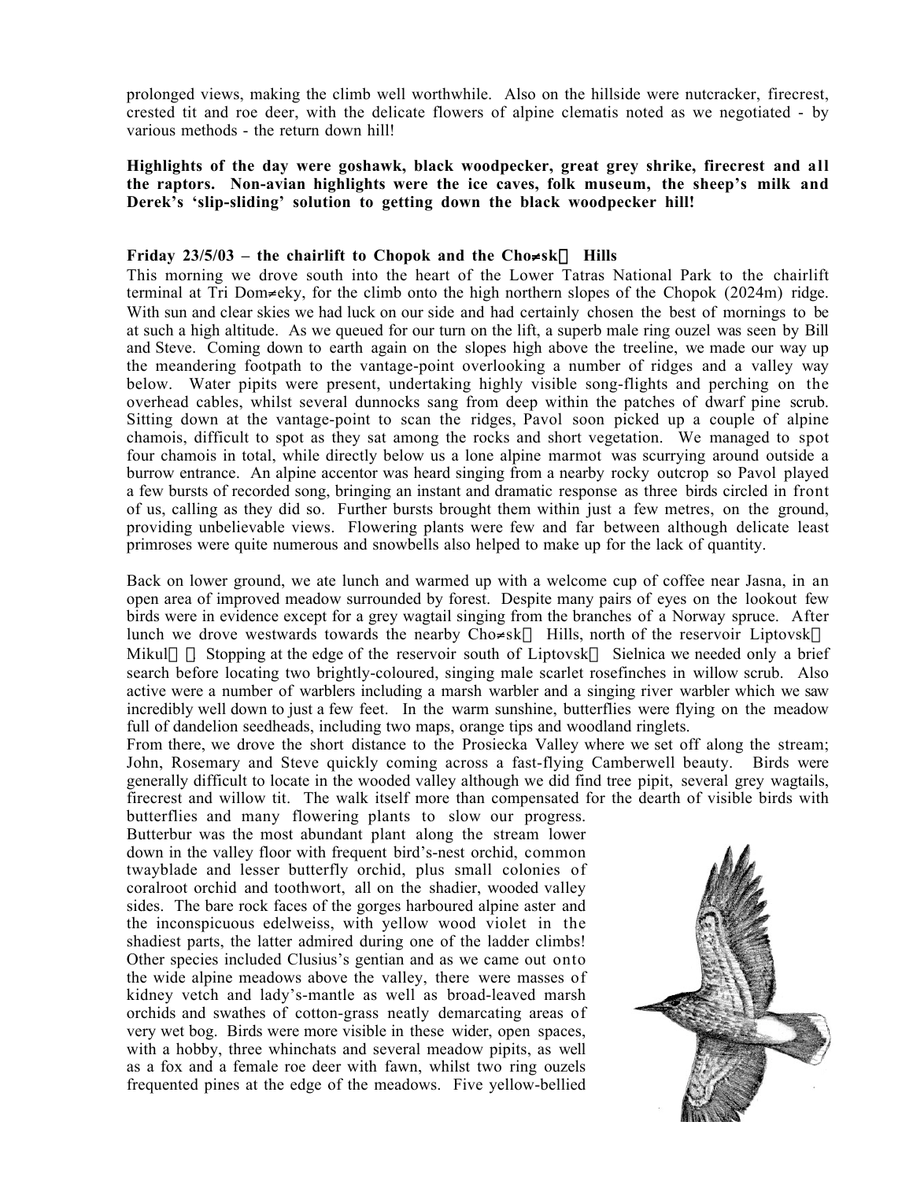prolonged views, making the climb well worthwhile. Also on the hillside were nutcracker, firecrest, crested tit and roe deer, with the delicate flowers of alpine clematis noted as we negotiated - by various methods - the return down hill!

**Highlights of the day were goshawk, black woodpecker, great grey shrike, firecrest and all the raptors. Non-avian highlights were the ice caves, folk museum, the sheep's milk and Derek's 'slip-sliding' solution to getting down the black woodpecker hill!**

**Friday 23/5/03 – the chairlift to Chopok and the Cho≠sk  Hills**

This morning we drove south into the heart of the Lower Tatras National Park to the chairlift terminal at Tri Dom≠eky, for the climb onto the high northern slopes of the Chopok (2024m) ridge. With sun and clear skies we had luck on our side and had certainly chosen the best of mornings to be at such a high altitude. As we queued for our turn on the lift, a superb male ring ouzel was seen by Bill and Steve. Coming down to earth again on the slopes high above the treeline, we made our way up the meandering footpath to the vantage-point overlooking a number of ridges and a valley way below. Water pipits were present, undertaking highly visible song-flights and perching on the overhead cables, whilst several dunnocks sang from deep within the patches of dwarf pine scrub. Sitting down at the vantage-point to scan the ridges, Pavol soon picked up a couple of alpine chamois, difficult to spot as they sat among the rocks and short vegetation. We managed to spot four chamois in total, while directly below us a lone alpine marmot was scurrying around outside a burrow entrance. An alpine accentor was heard singing from a nearby rocky outcrop so Pavol played a few bursts of recorded song, bringing an instant and dramatic response as three birds circled in front of us, calling as they did so. Further bursts brought them within just a few metres, on the ground, providing unbelievable views. Flowering plants were few and far between although delicate least primroses were quite numerous and snowbells also helped to make up for the lack of quantity.

Back on lower ground, we ate lunch and warmed up with a welcome cup of coffee near Jasna, in an open area of improved meadow surrounded by forest. Despite many pairs of eyes on the lookout few birds were in evidence except for a grey wagtail singing from the branches of a Norway spruce. After lunch we drove westwards towards the nearby Cho≠sk  Hills, north of the reservoir Liptovsk  Mikul  . Stopping at the edge of the reservoir south of Liptovsk  Sielnica we needed only a brief search before locating two brightly-coloured, singing male scarlet rosefinches in willow scrub. Also active were a number of warblers including a marsh warbler and a singing river warbler which we saw incredibly well down to just a few feet. In the warm sunshine, butterflies were flying on the meadow full of dandelion seedheads, including two maps, orange tips and woodland ringlets.

From there, we drove the short distance to the Prosiecka Valley where we set off along the stream; John, Rosemary and Steve quickly coming across a fast-flying Camberwell beauty. Birds were generally difficult to locate in the wooded valley although we did find tree pipit, several grey wagtails, firecrest and willow tit. The walk itself more than compensated for the dearth of visible birds with butterflies and many flowering plants to slow our progress. Butterbur was the most abundant plant along the stream lower down in the valley floor with frequent bird's-nest orchid, common twayblade and lesser butterfly orchid, plus small colonies of coralroot orchid and toothwort, all on the shadier, wooded valley sides. The bare rock faces of the gorges harboured alpine aster and the inconspicuous edelweiss, with yellow wood violet in the shadiest parts, the latter admired during one of the ladder climbs! Other species included Clusius's gentian and as we came out onto the wide alpine meadows above the valley, there were masses of kidney vetch and lady's-mantle as well as broad-leaved marsh orchids and swathes of cotton-grass neatly demarcating areas of very wet bog. Birds were more visible in these wider, open spaces, with a hobby, three whinchats and several meadow pipits, as well as a fox and a female roe deer with fawn, whilst two ring ouzels frequented pines at the edge of the meadows. Five yellow-bellied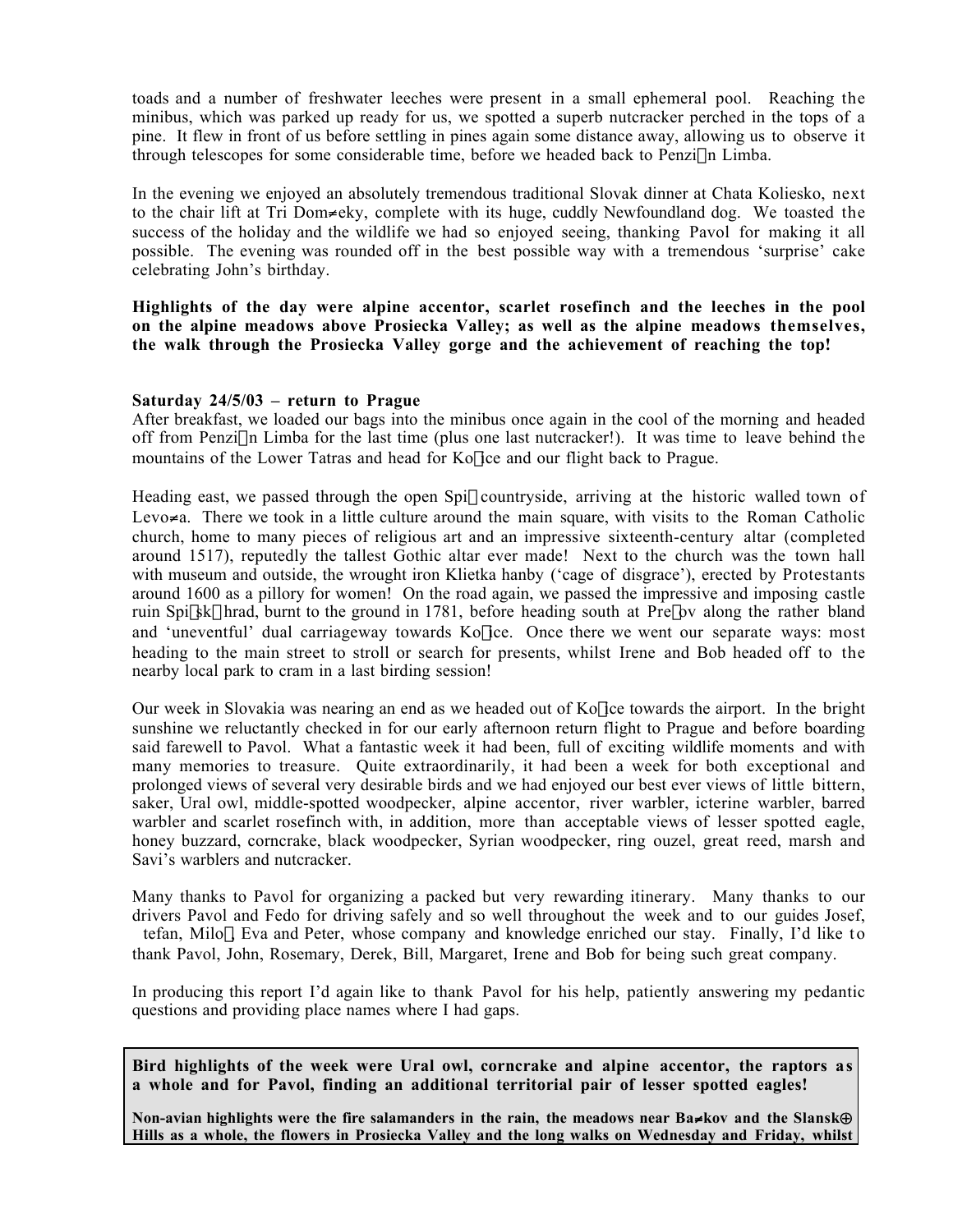toads and a number of freshwater leeches were present in a small ephemeral pool. Reaching the minibus, which was parked up ready for us, we spotted a superb nutcracker perched in the tops of a pine. It flew in front of us before settling in pines again some distance away, allowing us to observe it through telescopes for some considerable time, before we headed back to Penzi�n Limba.

In the evening we enjoyed an absolutely tremendous traditional Slovak dinner at Chata Koliesko, next to the chair lift at Tri Dom≠eky, complete with its huge, cuddly Newfoundland dog. We toasted the success of the holiday and the wildlife we had so enjoyed seeing, thanking Pavol for making it all possible. The evening was rounded off in the best possible way with a tremendous 'surprise' cake celebrating John's birthday.

**Highlights of the day were alpine accentor, scarlet rosefinch and the leeches in the pool on the alpine meadows above Prosiecka Valley; as well as the alpine meadows themselves, the walk through the Prosiecka Valley gorge and the achievement of reaching the top!**

**Saturday 24/5/03 – return to Prague**

After breakfast, we loaded our bags into the minibus once again in the cool of the morning and headed off from Penzi�n Limba for the last time (plus one last nutcracker!). It was time to leave behind the mountains of the Lower Tatras and head for Ko�ice and our flight back to Prague.

Heading east, we passed through the open Spi� countryside, arriving at the historic walled town of Levo≠a. There we took in a little culture around the main square, with visits to the Roman Catholic church, home to many pieces of religious art and an impressive sixteenth-century altar (completed around 1517), reputedly the tallest Gothic altar ever made! Next to the church was the town hall with museum and outside, the wrought iron Klietka hanby ('cage of disgrace'), erected by Protestants around 1600 as a pillory for women! On the road again, we passed the impressive and imposing castle ruin Spi�sk� hrad, burnt to the ground in 1781, before heading south at Pre�ov along the rather bland and 'uneventful' dual carriageway towards Ko�ice. Once there we went our separate ways: most heading to the main street to stroll or search for presents, whilst Irene and Bob headed off to the nearby local park to cram in a last birding session!

Our week in Slovakia was nearing an end as we headed out of Ko�ice towards the airport. In the bright sunshine we reluctantly checked in for our early afternoon return flight to Prague and before boarding said farewell to Pavol. What a fantastic week it had been, full of exciting wildlife moments and with many memories to treasure. Quite extraordinarily, it had been a week for both exceptional and prolonged views of several very desirable birds and we had enjoyed our best ever views of little bittern, saker, Ural owl, middle-spotted woodpecker, alpine accentor, river warbler, icterine warbler, barred warbler and scarlet rosefinch with, in addition, more than acceptable views of lesser spotted eagle, honey buzzard, corncrake, black woodpecker, Syrian woodpecker, ring ouzel, great reed, marsh and Savi's warblers and nutcracker.

Many thanks to Pavol for organizing a packed but very rewarding itinerary. Many thanks to our drivers Pavol and Fedo for driving safely and so well throughout the week and to our guides Josef, tefan, Milo�, Eva and Peter, whose company and knowledge enriched our stay. Finally, I'd like to thank Pavol, John, Rosemary, Derek, Bill, Margaret, Irene and Bob for being such great company.

In producing this report I'd again like to thank Pavol for his help, patiently answering my pedantic questions and providing place names where I had gaps.

**Bird highlights of the week were Ural owl, corncrake and alpine accentor, the raptors as a whole and for Pavol, finding an additional territorial pair of lesser spotted eagles!**

**Non-avian highlights were the fire salamanders in the rain, the meadows near Ba≠kov and the Slansk⊕ Hills as a whole, the flowers in Prosiecka Valley and the long walks on Wednesday and Friday, whilst**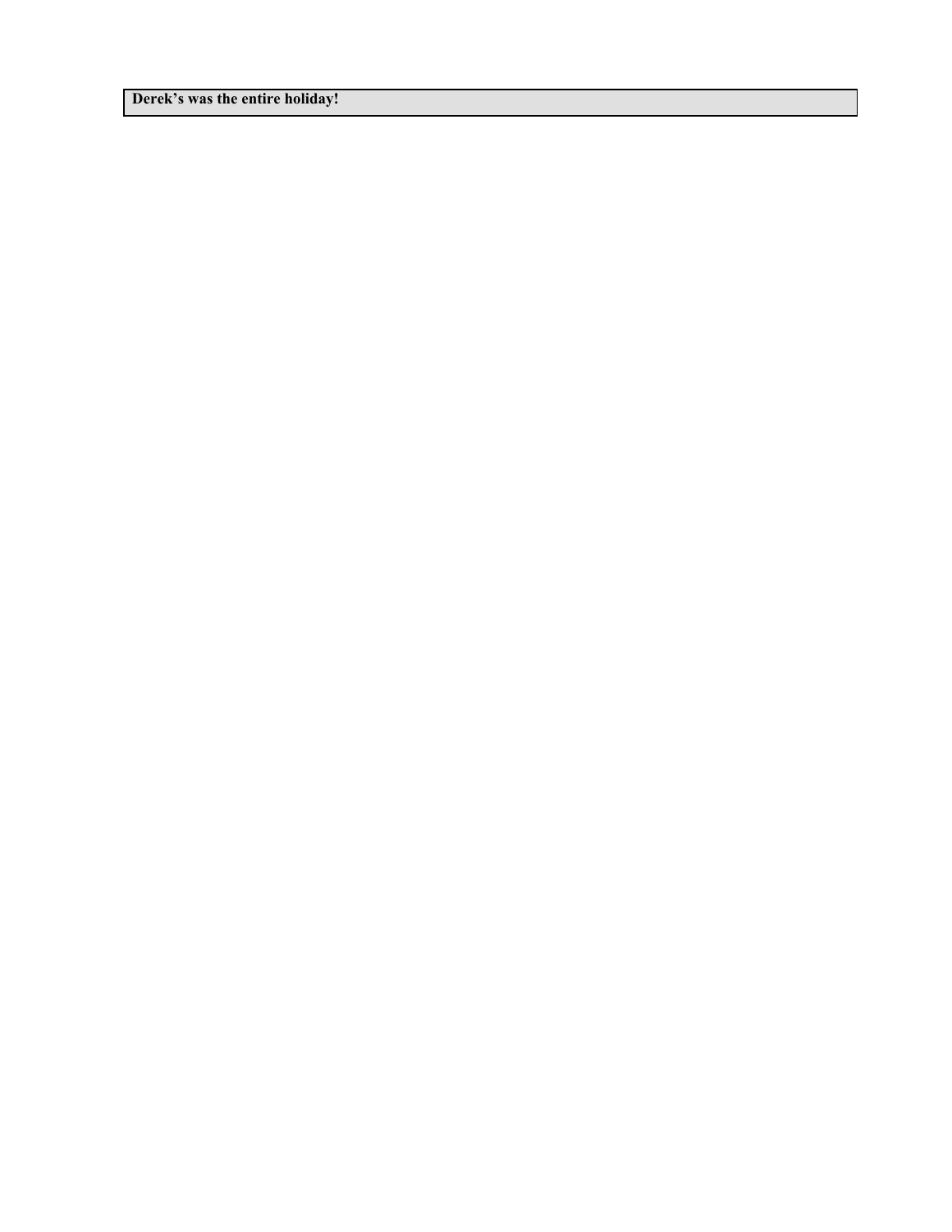**Derek's was the entire holiday!**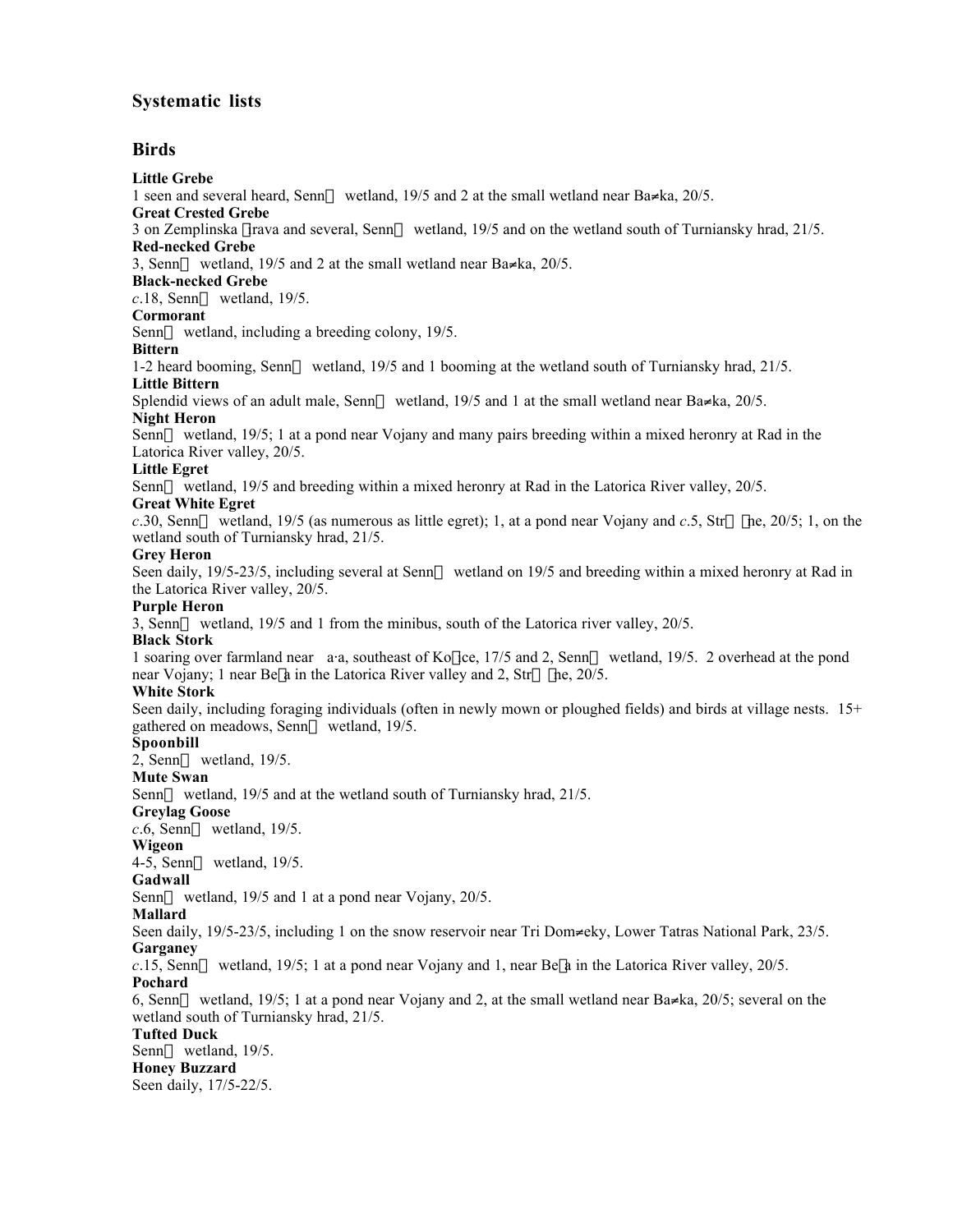## Systematic lists

## Birds

**Little Grebe**
1 seen and several heard, Senn wetland, 19/5 and 2 at the small wetland near Ba≠ka, 20/5.

**Great Crested Grebe**
3 on Zemplinska írava and several, Senn wetland, 19/5 and on the wetland south of Turniansky hrad, 21/5.

**Red-necked Grebe**
3, Senn wetland, 19/5 and 2 at the small wetland near Ba≠ka, 20/5.

**Black-necked Grebe**
*c*.18, Senn wetland, 19/5.

**Cormorant**
Senn wetland, including a breeding colony, 19/5.

**Bittern**
1-2 heard booming, Senn wetland, 19/5 and 1 booming at the wetland south of Turniansky hrad, 21/5.

**Little Bittern**
Splendid views of an adult male, Senn wetland, 19/5 and 1 at the small wetland near Ba≠ka, 20/5.

**Night Heron**
Senn wetland, 19/5; 1 at a pond near Vojany and many pairs breeding within a mixed heronry at Rad in the Latorica River valley, 20/5.

**Little Egret**
Senn wetland, 19/5 and breeding within a mixed heronry at Rad in the Latorica River valley, 20/5.

**Great White Egret**
*c*.30, Senn wetland, 19/5 (as numerous as little egret); 1, at a pond near Vojany and *c*.5, Str he, 20/5; 1, on the wetland south of Turniansky hrad, 21/5.

**Grey Heron**
Seen daily, 19/5-23/5, including several at Senn wetland on 19/5 and breeding within a mixed heronry at Rad in the Latorica River valley, 20/5.

**Purple Heron**
3, Senn wetland, 19/5 and 1 from the minibus, south of the Latorica river valley, 20/5.

**Black Stork**
1 soaring over farmland near a·a, southeast of Ko ice, 17/5 and 2, Senn wetland, 19/5. 2 overhead at the pond near Vojany; 1 near Be a in the Latorica River valley and 2, Str he, 20/5.

**White Stork**
Seen daily, including foraging individuals (often in newly mown or ploughed fields) and birds at village nests. 15+ gathered on meadows, Senn wetland, 19/5.

**Spoonbill**
2, Senn wetland, 19/5.

**Mute Swan**
Senn wetland, 19/5 and at the wetland south of Turniansky hrad, 21/5.

**Greylag Goose**
*c*.6, Senn wetland, 19/5.

**Wigeon**
4-5, Senn wetland, 19/5.

**Gadwall**
Senn wetland, 19/5 and 1 at a pond near Vojany, 20/5.

**Mallard**
Seen daily, 19/5-23/5, including 1 on the snow reservoir near Tri Dom≠eky, Lower Tatras National Park, 23/5.

**Garganey**
*c*.15, Senn wetland, 19/5; 1 at a pond near Vojany and 1, near Be a in the Latorica River valley, 20/5.

**Pochard**
6, Senn wetland, 19/5; 1 at a pond near Vojany and 2, at the small wetland near Ba≠ka, 20/5; several on the wetland south of Turniansky hrad, 21/5.

**Tufted Duck**
Senn wetland, 19/5.

**Honey Buzzard**
Seen daily, 17/5-22/5.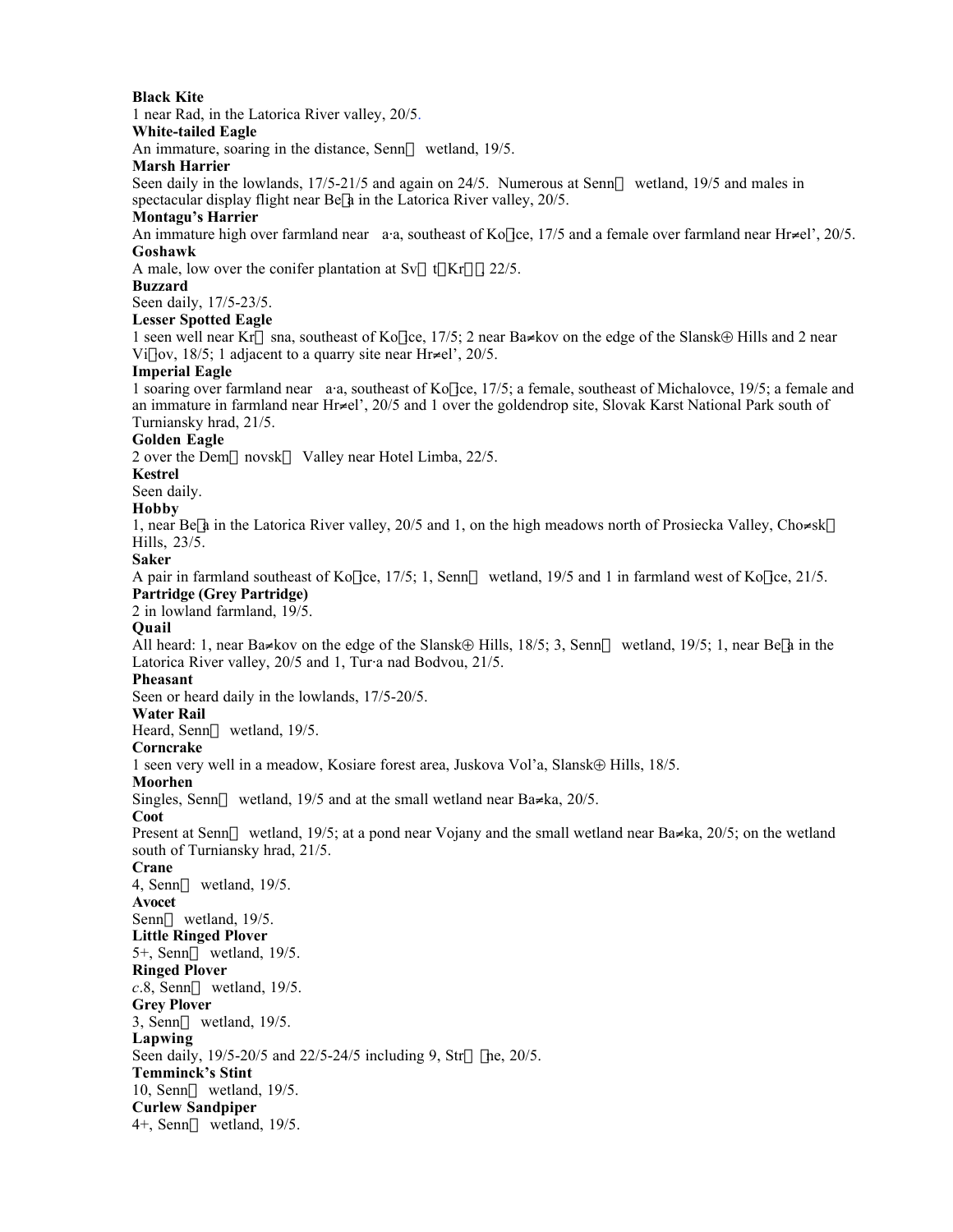**Black Kite**
1 near Rad, in the Latorica River valley, 20/5.

**White-tailed Eagle**
An immature, soaring in the distance, Senn wetland, 19/5.

**Marsh Harrier**
Seen daily in the lowlands, 17/5-21/5 and again on 24/5. Numerous at Senn wetland, 19/5 and males in spectacular display flight near Be a in the Latorica River valley, 20/5.

**Montagu's Harrier**
An immature high over farmland near a·a, southeast of Ko ice, 17/5 and a female over farmland near Hr≠el', 20/5.

**Goshawk**
A male, low over the conifer plantation at Sv t Kr , 22/5.

**Buzzard**
Seen daily, 17/5-23/5.

**Lesser Spotted Eagle**
1 seen well near Kr sna, southeast of Ko ice, 17/5; 2 near Ba≠kov on the edge of the Slansk⊕ Hills and 2 near Vi ov, 18/5; 1 adjacent to a quarry site near Hr≠el', 20/5.

**Imperial Eagle**
1 soaring over farmland near a·a, southeast of Ko ice, 17/5; a female, southeast of Michalovce, 19/5; a female and an immature in farmland near Hr≠el', 20/5 and 1 over the goldendrop site, Slovak Karst National Park south of Turniansky hrad, 21/5.

**Golden Eagle**
2 over the Dem novsk Valley near Hotel Limba, 22/5.

**Kestrel**
Seen daily.

**Hobby**
1, near Be a in the Latorica River valley, 20/5 and 1, on the high meadows north of Prosiecka Valley, Cho≠sk Hills, 23/5.

**Saker**
A pair in farmland southeast of Ko ice, 17/5; 1, Senn wetland, 19/5 and 1 in farmland west of Ko ice, 21/5.

**Partridge (Grey Partridge)**
2 in lowland farmland, 19/5.

**Quail**
All heard: 1, near Ba≠kov on the edge of the Slansk⊕ Hills, 18/5; 3, Senn wetland, 19/5; 1, near Be a in the Latorica River valley, 20/5 and 1, Tur·a nad Bodvou, 21/5.

**Pheasant**
Seen or heard daily in the lowlands, 17/5-20/5.

**Water Rail**
Heard, Senn wetland, 19/5.

**Corncrake**
1 seen very well in a meadow, Kosiare forest area, Juskova Vol'a, Slansk⊕ Hills, 18/5.

**Moorhen**
Singles, Senn wetland, 19/5 and at the small wetland near Ba≠ka, 20/5.

**Coot**
Present at Senn wetland, 19/5; at a pond near Vojany and the small wetland near Ba≠ka, 20/5; on the wetland south of Turniansky hrad, 21/5.

**Crane**
4, Senn wetland, 19/5.

**Avocet**
Senn wetland, 19/5.

**Little Ringed Plover**
5+, Senn wetland, 19/5.

**Ringed Plover**
*c*.8, Senn wetland, 19/5.

**Grey Plover**
3, Senn wetland, 19/5.

**Lapwing**
Seen daily, 19/5-20/5 and 22/5-24/5 including 9, Str ne, 20/5.

**Temminck's Stint**
10, Senn wetland, 19/5.

**Curlew Sandpiper**
4+, Senn wetland, 19/5.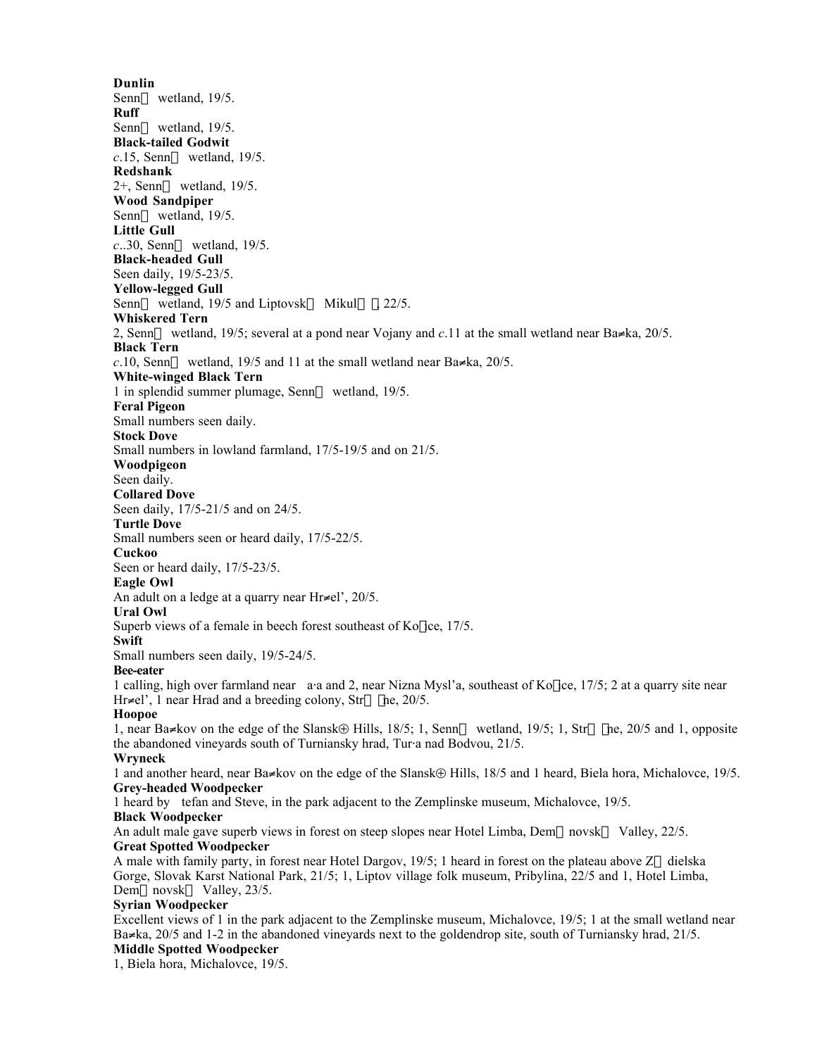**Dunlin**
Senn wetland, 19/5.
**Ruff**
Senn wetland, 19/5.
**Black-tailed Godwit**
*c*.15, Senn wetland, 19/5.
**Redshank**
2+, Senn wetland, 19/5.
**Wood Sandpiper**
Senn wetland, 19/5.
**Little Gull**
*c*..30, Senn wetland, 19/5.
**Black-headed Gull**
Seen daily, 19/5-23/5.
**Yellow-legged Gull**
Senn wetland, 19/5 and Liptovsk Mikul , 22/5.
**Whiskered Tern**
2, Senn wetland, 19/5; several at a pond near Vojany and *c*.11 at the small wetland near Ba≠ka, 20/5.
**Black Tern**
*c*.10, Senn wetland, 19/5 and 11 at the small wetland near Ba≠ka, 20/5.
**White-winged Black Tern**
1 in splendid summer plumage, Senn wetland, 19/5.
**Feral Pigeon**
Small numbers seen daily.
**Stock Dove**
Small numbers in lowland farmland, 17/5-19/5 and on 21/5.
**Woodpigeon**
Seen daily.
**Collared Dove**
Seen daily, 17/5-21/5 and on 24/5.
**Turtle Dove**
Small numbers seen or heard daily, 17/5-22/5.
**Cuckoo**
Seen or heard daily, 17/5-23/5.
**Eagle Owl**
An adult on a ledge at a quarry near Hr≠el', 20/5.
**Ural Owl**
Superb views of a female in beech forest southeast of Ko ce, 17/5.
**Swift**
Small numbers seen daily, 19/5-24/5.
**Bee-eater**
1 calling, high over farmland near a·a and 2, near Nizna Mysl'a, southeast of Ko ce, 17/5; 2 at a quarry site near Hr≠el', 1 near Hrad and a breeding colony, Str he, 20/5.
**Hoopoe**
1, near Ba≠kov on the edge of the Slansk⊕ Hills, 18/5; 1, Senn wetland, 19/5; 1, Str he, 20/5 and 1, opposite the abandoned vineyards south of Turniansky hrad, Tur·a nad Bodvou, 21/5.
**Wryneck**
1 and another heard, near Ba≠kov on the edge of the Slansk⊕ Hills, 18/5 and 1 heard, Biela hora, Michalovce, 19/5.
**Grey-headed Woodpecker**
1 heard by tefan and Steve, in the park adjacent to the Zemplinske museum, Michalovce, 19/5.
**Black Woodpecker**
An adult male gave superb views in forest on steep slopes near Hotel Limba, Dem novsk Valley, 22/5.
**Great Spotted Woodpecker**
A male with family party, in forest near Hotel Dargov, 19/5; 1 heard in forest on the plateau above Z dielska Gorge, Slovak Karst National Park, 21/5; 1, Liptov village folk museum, Pribylina, 22/5 and 1, Hotel Limba, Dem novsk Valley, 23/5.
**Syrian Woodpecker**
Excellent views of 1 in the park adjacent to the Zemplinske museum, Michalovce, 19/5; 1 at the small wetland near Ba≠ka, 20/5 and 1-2 in the abandoned vineyards next to the goldendrop site, south of Turniansky hrad, 21/5.
**Middle Spotted Woodpecker**
1, Biela hora, Michalovce, 19/5.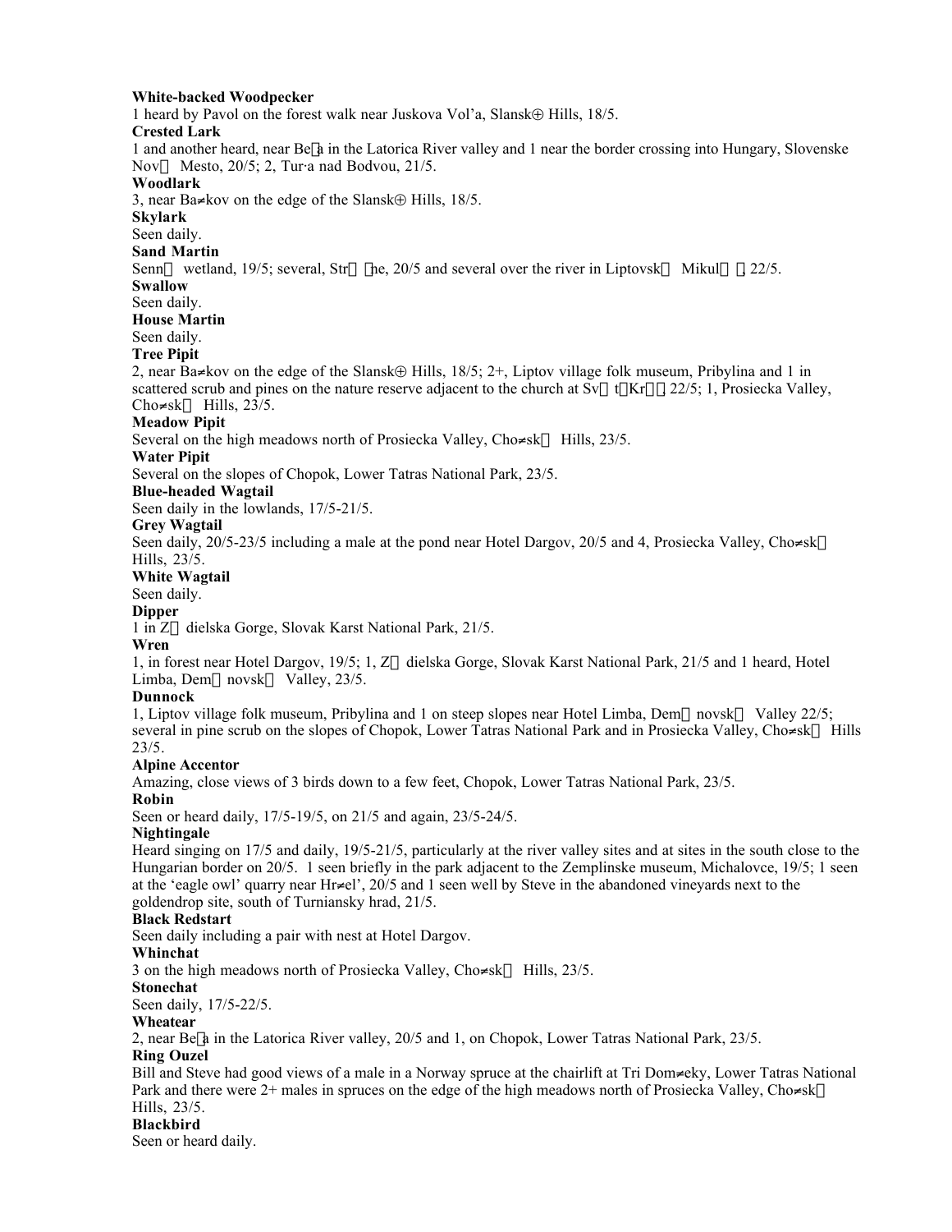**White-backed Woodpecker**

1 heard by Pavol on the forest walk near Juskova Vol'a, Slansk⊕ Hills, 18/5.

**Crested Lark**

1 and another heard, near Be a in the Latorica River valley and 1 near the border crossing into Hungary, Slovenske Nov  Mesto, 20/5; 2, Tur·a nad Bodvou, 21/5.

**Woodlark**

3, near Ba≠kov on the edge of the Slansk⊕ Hills, 18/5.

**Skylark**

Seen daily.

**Sand Martin**

Senn  wetland, 19/5; several, Str  he, 20/5 and several over the river in Liptovsk  Mikul , 22/5.

**Swallow**

Seen daily.

**House Martin**

Seen daily.

**Tree Pipit**

2, near Ba≠kov on the edge of the Slansk⊕ Hills, 18/5; 2+, Liptov village folk museum, Pribylina and 1 in scattered scrub and pines on the nature reserve adjacent to the church at Sv t Kr , 22/5; 1, Prosiecka Valley, Cho≠sk  Hills, 23/5.

**Meadow Pipit**

Several on the high meadows north of Prosiecka Valley, Cho≠sk  Hills, 23/5.

**Water Pipit**

Several on the slopes of Chopok, Lower Tatras National Park, 23/5.

**Blue-headed Wagtail**

Seen daily in the lowlands, 17/5-21/5.

**Grey Wagtail**

Seen daily, 20/5-23/5 including a male at the pond near Hotel Dargov, 20/5 and 4, Prosiecka Valley, Cho≠sk  Hills, 23/5.

**White Wagtail**

Seen daily.

**Dipper**

1 in Z  dielska Gorge, Slovak Karst National Park, 21/5.

**Wren**

1, in forest near Hotel Dargov, 19/5; 1, Z  dielska Gorge, Slovak Karst National Park, 21/5 and 1 heard, Hotel Limba, Dem  novsk  Valley, 23/5.

**Dunnock**

1, Liptov village folk museum, Pribylina and 1 on steep slopes near Hotel Limba, Dem  novsk  Valley 22/5; several in pine scrub on the slopes of Chopok, Lower Tatras National Park and in Prosiecka Valley, Cho≠sk  Hills 23/5.

**Alpine Accentor**

Amazing, close views of 3 birds down to a few feet, Chopok, Lower Tatras National Park, 23/5.

**Robin**

Seen or heard daily, 17/5-19/5, on 21/5 and again, 23/5-24/5.

**Nightingale**

Heard singing on 17/5 and daily, 19/5-21/5, particularly at the river valley sites and at sites in the south close to the Hungarian border on 20/5. 1 seen briefly in the park adjacent to the Zemplinske museum, Michalovce, 19/5; 1 seen at the 'eagle owl' quarry near Hr≠el', 20/5 and 1 seen well by Steve in the abandoned vineyards next to the goldendrop site, south of Turniansky hrad, 21/5.

**Black Redstart**

Seen daily including a pair with nest at Hotel Dargov.

**Whinchat**

3 on the high meadows north of Prosiecka Valley, Cho≠sk  Hills, 23/5.

**Stonechat**

Seen daily, 17/5-22/5.

**Wheatear**

2, near Be a in the Latorica River valley, 20/5 and 1, on Chopok, Lower Tatras National Park, 23/5.

**Ring Ouzel**

Bill and Steve had good views of a male in a Norway spruce at the chairlift at Tri Dom≠eky, Lower Tatras National Park and there were 2+ males in spruces on the edge of the high meadows north of Prosiecka Valley, Cho≠sk  Hills, 23/5.

**Blackbird**

Seen or heard daily.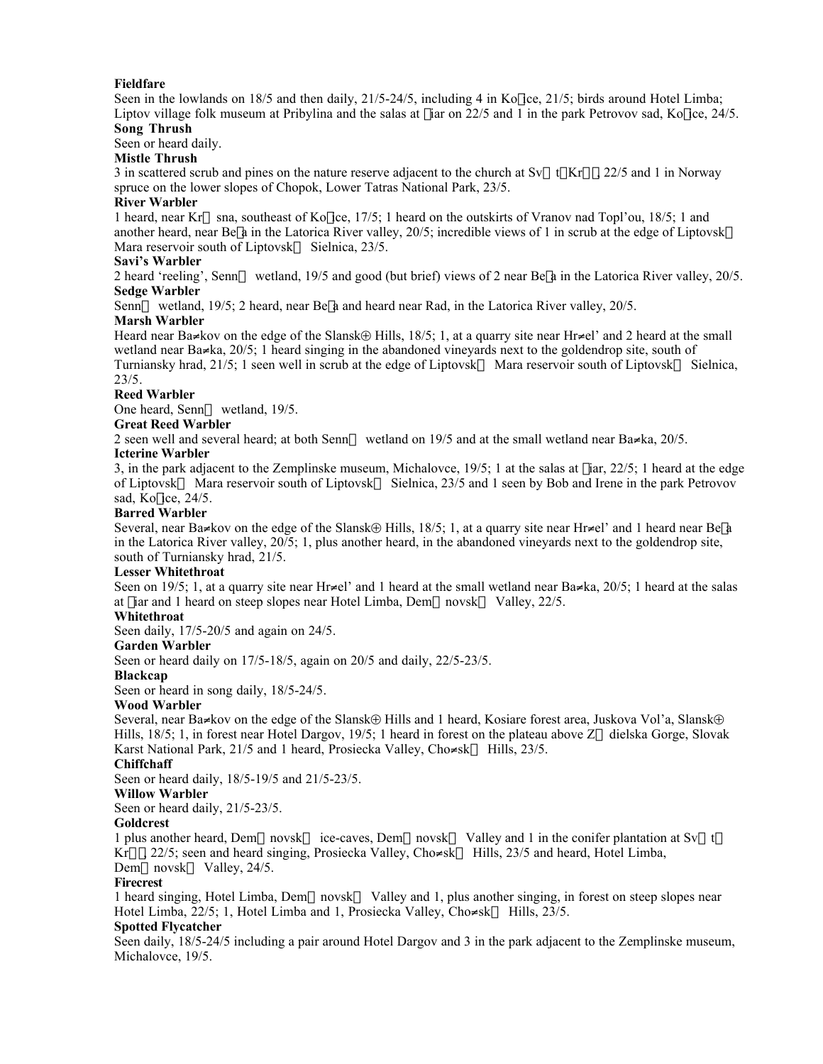**Fieldfare**

Seen in the lowlands on 18/5 and then daily, 21/5-24/5, including 4 in Ko ice, 21/5; birds around Hotel Limba; Liptov village folk museum at Pribylina and the salas at iar on 22/5 and 1 in the park Petrovov sad, Ko ice, 24/5.

**Song Thrush**

Seen or heard daily.

**Mistle Thrush**

3 in scattered scrub and pines on the nature reserve adjacent to the church at Sv t Kr , 22/5 and 1 in Norway spruce on the lower slopes of Chopok, Lower Tatras National Park, 23/5.

**River Warbler**

1 heard, near Kr sna, southeast of Ko ice, 17/5; 1 heard on the outskirts of Vranov nad Topl'ou, 18/5; 1 and another heard, near Be a in the Latorica River valley, 20/5; incredible views of 1 in scrub at the edge of Liptovsk Mara reservoir south of Liptovsk Sielnica, 23/5.

**Savi's Warbler**

2 heard 'reeling', Senn wetland, 19/5 and good (but brief) views of 2 near Be a in the Latorica River valley, 20/5.

**Sedge Warbler**

Senn wetland, 19/5; 2 heard, near Be a and heard near Rad, in the Latorica River valley, 20/5.

**Marsh Warbler**

Heard near Ba≠kov on the edge of the Slansk⊕ Hills, 18/5; 1, at a quarry site near Hr≠el' and 2 heard at the small wetland near Ba≠ka, 20/5; 1 heard singing in the abandoned vineyards next to the goldendrop site, south of Turniansky hrad, 21/5; 1 seen well in scrub at the edge of Liptovsk Mara reservoir south of Liptovsk Sielnica, 23/5.

**Reed Warbler**

One heard, Senn wetland, 19/5.

**Great Reed Warbler**

2 seen well and several heard; at both Senn wetland on 19/5 and at the small wetland near Ba≠ka, 20/5.

**Icterine Warbler**

3, in the park adjacent to the Zemplinske museum, Michalovce, 19/5; 1 at the salas at iar, 22/5; 1 heard at the edge of Liptovsk Mara reservoir south of Liptovsk Sielnica, 23/5 and 1 seen by Bob and Irene in the park Petrovov sad, Ko ice, 24/5.

**Barred Warbler**

Several, near Ba≠kov on the edge of the Slansk⊕ Hills, 18/5; 1, at a quarry site near Hr≠el' and 1 heard near Be a in the Latorica River valley, 20/5; 1, plus another heard, in the abandoned vineyards next to the goldendrop site, south of Turniansky hrad, 21/5.

**Lesser Whitethroat**

Seen on 19/5; 1, at a quarry site near Hr≠el' and 1 heard at the small wetland near Ba≠ka, 20/5; 1 heard at the salas at iar and 1 heard on steep slopes near Hotel Limba, Dem novsk Valley, 22/5.

**Whitethroat**

Seen daily, 17/5-20/5 and again on 24/5.

**Garden Warbler**

Seen or heard daily on 17/5-18/5, again on 20/5 and daily, 22/5-23/5.

**Blackcap**

Seen or heard in song daily, 18/5-24/5.

**Wood Warbler**

Several, near Ba≠kov on the edge of the Slansk⊕ Hills and 1 heard, Kosiare forest area, Juskova Vol'a, Slansk⊕ Hills, 18/5; 1, in forest near Hotel Dargov, 19/5; 1 heard in forest on the plateau above Z dielska Gorge, Slovak Karst National Park, 21/5 and 1 heard, Prosiecka Valley, Cho≠sk Hills, 23/5.

**Chiffchaff**

Seen or heard daily, 18/5-19/5 and 21/5-23/5.

**Willow Warbler**

Seen or heard daily, 21/5-23/5.

**Goldcrest**

1 plus another heard, Dem novsk ice-caves, Dem novsk Valley and 1 in the conifer plantation at Sv t Kr , 22/5; seen and heard singing, Prosiecka Valley, Cho≠sk Hills, 23/5 and heard, Hotel Limba, Dem novsk Valley, 24/5.

**Firecrest**

1 heard singing, Hotel Limba, Dem novsk Valley and 1, plus another singing, in forest on steep slopes near Hotel Limba, 22/5; 1, Hotel Limba and 1, Prosiecka Valley, Cho≠sk Hills, 23/5.

**Spotted Flycatcher**

Seen daily, 18/5-24/5 including a pair around Hotel Dargov and 3 in the park adjacent to the Zemplinske museum, Michalovce, 19/5.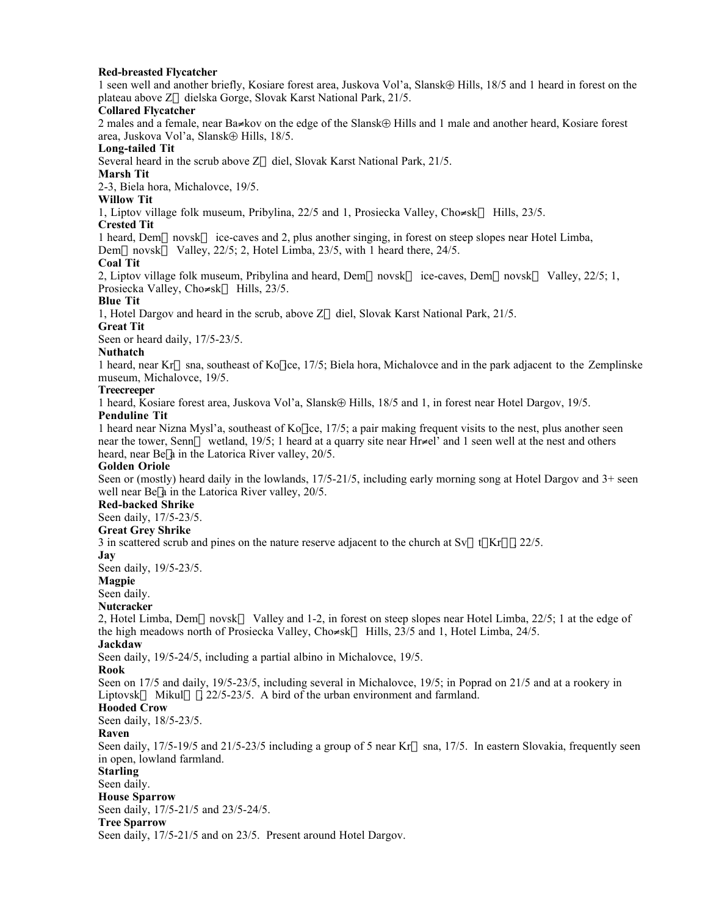**Red-breasted Flycatcher**

1 seen well and another briefly, Kosiare forest area, Juskova Vol'a, Slansk⊕ Hills, 18/5 and 1 heard in forest on the plateau above Z dielska Gorge, Slovak Karst National Park, 21/5.

**Collared Flycatcher**

2 males and a female, near Ba≠kov on the edge of the Slansk⊕ Hills and 1 male and another heard, Kosiare forest area, Juskova Vol'a, Slansk⊕ Hills, 18/5.

**Long-tailed Tit**

Several heard in the scrub above Z diel, Slovak Karst National Park, 21/5.

**Marsh Tit**

2-3, Biela hora, Michalovce, 19/5.

**Willow Tit**

1, Liptov village folk museum, Pribylina, 22/5 and 1, Prosiecka Valley, Cho≠sk Hills, 23/5.

**Crested Tit**

1 heard, Dem novsk ice-caves and 2, plus another singing, in forest on steep slopes near Hotel Limba, Dem novsk Valley, 22/5; 2, Hotel Limba, 23/5, with 1 heard there, 24/5.

**Coal Tit**

2, Liptov village folk museum, Pribylina and heard, Dem novsk ice-caves, Dem novsk Valley, 22/5; 1, Prosiecka Valley, Cho≠sk Hills, 23/5.

**Blue Tit**

1, Hotel Dargov and heard in the scrub, above Z diel, Slovak Karst National Park, 21/5.

**Great Tit**

Seen or heard daily, 17/5-23/5.

**Nuthatch**

1 heard, near Kr sna, southeast of Ko ce, 17/5; Biela hora, Michalovce and in the park adjacent to the Zemplinske museum, Michalovce, 19/5.

**Treecreeper**

1 heard, Kosiare forest area, Juskova Vol'a, Slansk⊕ Hills, 18/5 and 1, in forest near Hotel Dargov, 19/5.

**Penduline Tit**

1 heard near Nizna Mysl'a, southeast of Ko ce, 17/5; a pair making frequent visits to the nest, plus another seen near the tower, Senn wetland, 19/5; 1 heard at a quarry site near Hr≠el' and 1 seen well at the nest and others heard, near Be a in the Latorica River valley, 20/5.

**Golden Oriole**

Seen or (mostly) heard daily in the lowlands, 17/5-21/5, including early morning song at Hotel Dargov and 3+ seen well near Be a in the Latorica River valley, 20/5.

**Red-backed Shrike**

Seen daily, 17/5-23/5.

**Great Grey Shrike**

3 in scattered scrub and pines on the nature reserve adjacent to the church at Sv t Kr , 22/5.

**Jay**

Seen daily, 19/5-23/5.

**Magpie**

Seen daily.

**Nutcracker**

2, Hotel Limba, Dem novsk Valley and 1-2, in forest on steep slopes near Hotel Limba, 22/5; 1 at the edge of the high meadows north of Prosiecka Valley, Cho≠sk Hills, 23/5 and 1, Hotel Limba, 24/5.

**Jackdaw**

Seen daily, 19/5-24/5, including a partial albino in Michalovce, 19/5.

**Rook**

Seen on 17/5 and daily, 19/5-23/5, including several in Michalovce, 19/5; in Poprad on 21/5 and at a rookery in Liptovsk Mikul , 22/5-23/5. A bird of the urban environment and farmland.

**Hooded Crow**

Seen daily, 18/5-23/5.

**Raven**

Seen daily, 17/5-19/5 and 21/5-23/5 including a group of 5 near Kr sna, 17/5. In eastern Slovakia, frequently seen in open, lowland farmland.

**Starling**

Seen daily.

**House Sparrow**

Seen daily, 17/5-21/5 and 23/5-24/5.

**Tree Sparrow**

Seen daily, 17/5-21/5 and on 23/5. Present around Hotel Dargov.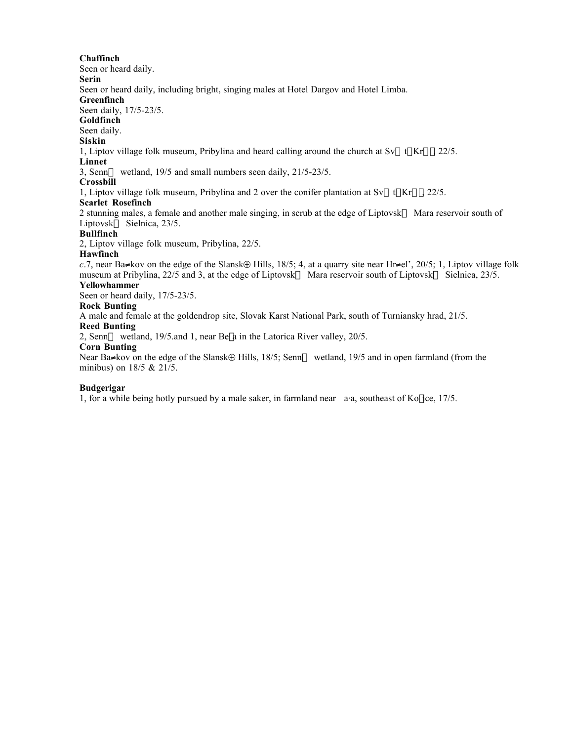**Chaffinch**
Seen or heard daily.

**Serin**
Seen or heard daily, including bright, singing males at Hotel Dargov and Hotel Limba.

**Greenfinch**
Seen daily, 17/5-23/5.

**Goldfinch**
Seen daily.

**Siskin**
1, Liptov village folk museum, Pribylina and heard calling around the church at Sv  t Kr  , 22/5.

**Linnet**
3, Senn  wetland, 19/5 and small numbers seen daily, 21/5-23/5.

**Crossbill**
1, Liptov village folk museum, Pribylina and 2 over the conifer plantation at Sv  t Kr   22/5.

**Scarlet Rosefinch**
2 stunning males, a female and another male singing, in scrub at the edge of Liptovsk  Mara reservoir south of Liptovsk  Sielnica, 23/5.

**Bullfinch**
2, Liptov village folk museum, Pribylina, 22/5.

**Hawfinch**
*c*.7, near Ba≠kov on the edge of the Slansk⊕ Hills, 18/5; 4, at a quarry site near Hr≠el', 20/5; 1, Liptov village folk museum at Pribylina, 22/5 and 3, at the edge of Liptovsk  Mara reservoir south of Liptovsk  Sielnica, 23/5.

**Yellowhammer**
Seen or heard daily, 17/5-23/5.

**Rock Bunting**
A male and female at the goldendrop site, Slovak Karst National Park, south of Turniansky hrad, 21/5.

**Reed Bunting**
2, Senn  wetland, 19/5.and 1, near Be a in the Latorica River valley, 20/5.

**Corn Bunting**
Near Ba≠kov on the edge of the Slansk⊕ Hills, 18/5; Senn  wetland, 19/5 and in open farmland (from the minibus) on 18/5 & 21/5.

**Budgerigar**
1, for a while being hotly pursued by a male saker, in farmland near  a·a, southeast of Ko ce, 17/5.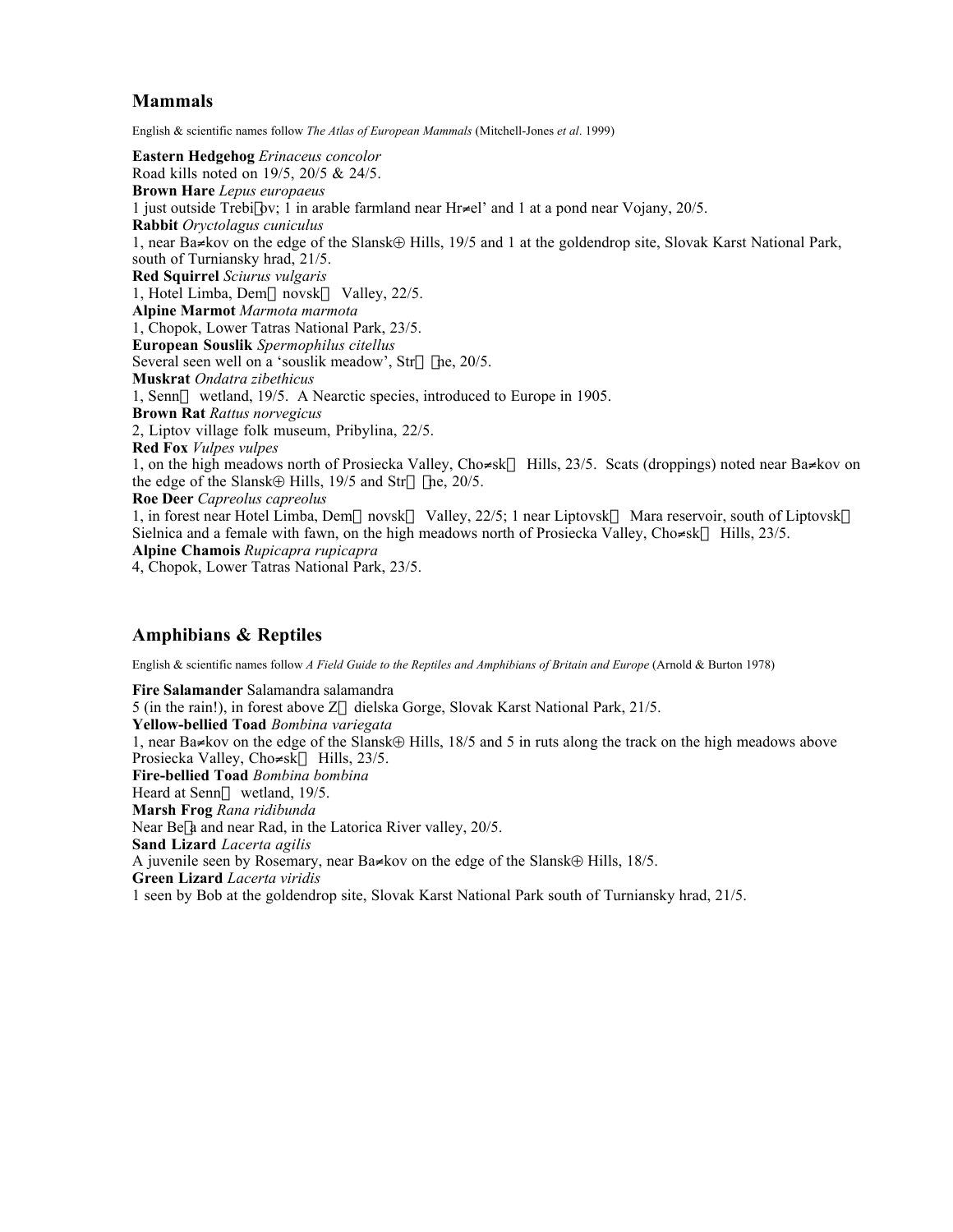## Mammals

English & scientific names follow *The Atlas of European Mammals* (Mitchell-Jones *et al*. 1999)

**Eastern Hedgehog** *Erinaceus concolor*
Road kills noted on 19/5, 20/5 & 24/5.
**Brown Hare** *Lepus europaeus*
1 just outside Trebi ov; 1 in arable farmland near Hr≠el' and 1 at a pond near Vojany, 20/5.
**Rabbit** *Oryctolagus cuniculus*
1, near Ba≠kov on the edge of the Slansk⊕ Hills, 19/5 and 1 at the goldendrop site, Slovak Karst National Park, south of Turniansky hrad, 21/5.
**Red Squirrel** *Sciurus vulgaris*
1, Hotel Limba, Dem novsk  Valley, 22/5.
**Alpine Marmot** *Marmota marmota*
1, Chopok, Lower Tatras National Park, 23/5.
**European Souslik** *Spermophilus citellus*
Several seen well on a 'souslik meadow', Str  he, 20/5.
**Muskrat** *Ondatra zibethicus*
1, Senn  wetland, 19/5. A Nearctic species, introduced to Europe in 1905.
**Brown Rat** *Rattus norvegicus*
2, Liptov village folk museum, Pribylina, 22/5.
**Red Fox** *Vulpes vulpes*
1, on the high meadows north of Prosiecka Valley, Cho≠sk  Hills, 23/5. Scats (droppings) noted near Ba≠kov on the edge of the Slansk⊕ Hills, 19/5 and Str  he, 20/5.
**Roe Deer** *Capreolus capreolus*
1, in forest near Hotel Limba, Dem novsk  Valley, 22/5; 1 near Liptovsk  Mara reservoir, south of Liptovsk  Sielnica and a female with fawn, on the high meadows north of Prosiecka Valley, Cho≠sk  Hills, 23/5.
**Alpine Chamois** *Rupicapra rupicapra*
4, Chopok, Lower Tatras National Park, 23/5.

## Amphibians & Reptiles

English & scientific names follow *A Field Guide to the Reptiles and Amphibians of Britain and Europe* (Arnold & Burton 1978)

**Fire Salamander** Salamandra salamandra
5 (in the rain!), in forest above Z  dielska Gorge, Slovak Karst National Park, 21/5.
**Yellow-bellied Toad** *Bombina variegata*
1, near Ba≠kov on the edge of the Slansk⊕ Hills, 18/5 and 5 in ruts along the track on the high meadows above Prosiecka Valley, Cho≠sk  Hills, 23/5.
**Fire-bellied Toad** *Bombina bombina*
Heard at Senn  wetland, 19/5.
**Marsh Frog** *Rana ridibunda*
Near Be a and near Rad, in the Latorica River valley, 20/5.
**Sand Lizard** *Lacerta agilis*
A juvenile seen by Rosemary, near Ba≠kov on the edge of the Slansk⊕ Hills, 18/5.
**Green Lizard** *Lacerta viridis*
1 seen by Bob at the goldendrop site, Slovak Karst National Park south of Turniansky hrad, 21/5.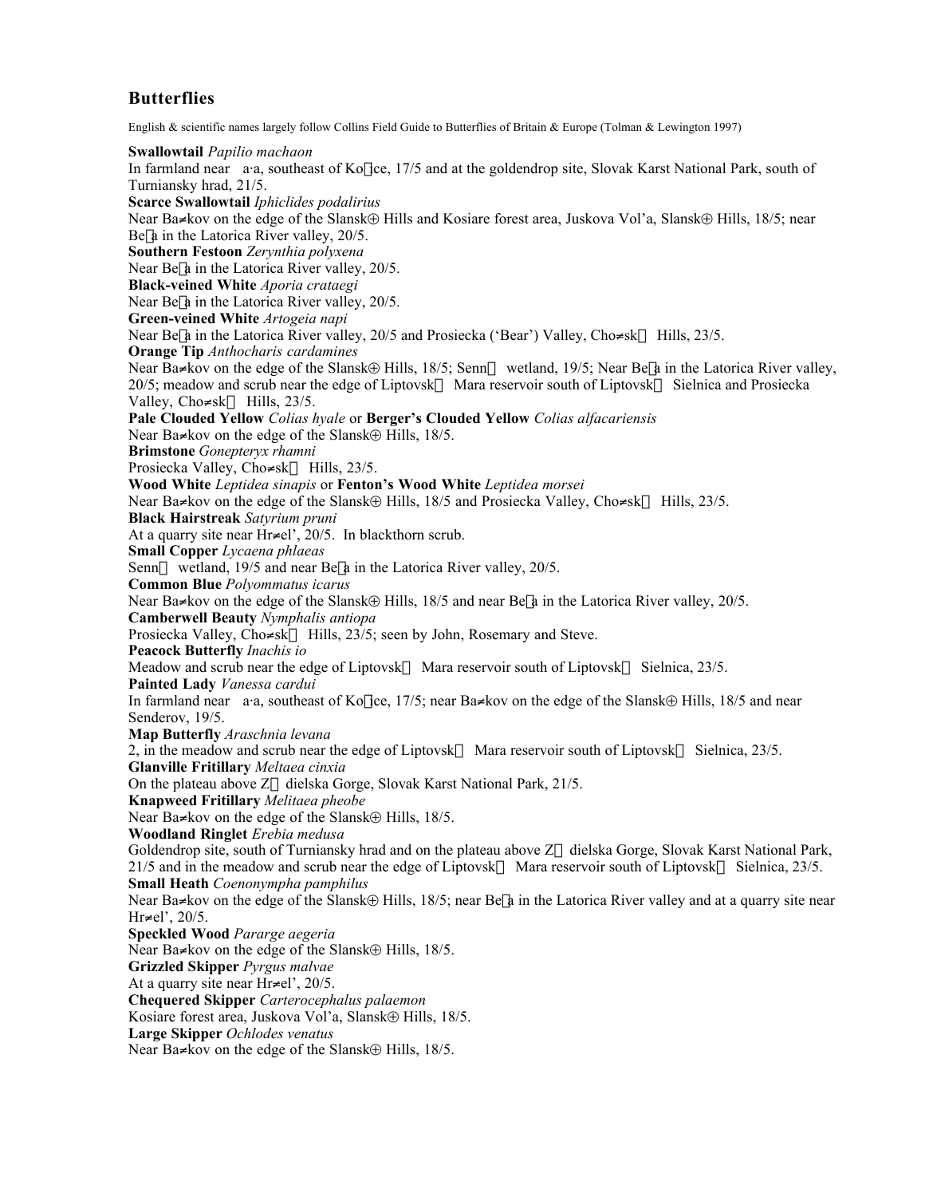## Butterflies

English & scientific names largely follow Collins Field Guide to Butterflies of Britain & Europe (Tolman & Lewington 1997)

**Swallowtail** *Papilio machaon*
In farmland near a·a, southeast of Ko ice, 17/5 and at the goldendrop site, Slovak Karst National Park, south of Turniansky hrad, 21/5.
**Scarce Swallowtail** *Iphiclides podalirius*
Near Ba≠kov on the edge of the Slansk⊕ Hills and Kosiare forest area, Juskova Vol'a, Slansk⊕ Hills, 18/5; near Be a in the Latorica River valley, 20/5.
**Southern Festoon** *Zerynthia polyxena*
Near Be a in the Latorica River valley, 20/5.
**Black-veined White** *Aporia crataegi*
Near Be a in the Latorica River valley, 20/5.
**Green-veined White** *Artogeia napi*
Near Be a in the Latorica River valley, 20/5 and Prosiecka ('Bear') Valley, Cho≠sk Hills, 23/5.
**Orange Tip** *Anthocharis cardamines*
Near Ba≠kov on the edge of the Slansk⊕ Hills, 18/5; Senn wetland, 19/5; Near Be a in the Latorica River valley, 20/5; meadow and scrub near the edge of Liptovsk Mara reservoir south of Liptovsk Sielnica and Prosiecka Valley, Cho≠sk Hills, 23/5.
**Pale Clouded Yellow** *Colias hyale* or **Berger's Clouded Yellow** *Colias alfacariensis*
Near Ba≠kov on the edge of the Slansk⊕ Hills, 18/5.
**Brimstone** *Gonepteryx rhamni*
Prosiecka Valley, Cho≠sk Hills, 23/5.
**Wood White** *Leptidea sinapis* or **Fenton's Wood White** *Leptidea morsei*
Near Ba≠kov on the edge of the Slansk⊕ Hills, 18/5 and Prosiecka Valley, Cho≠sk Hills, 23/5.
**Black Hairstreak** *Satyrium pruni*
At a quarry site near Hr≠el', 20/5. In blackthorn scrub.
**Small Copper** *Lycaena phlaeas*
Senn wetland, 19/5 and near Be a in the Latorica River valley, 20/5.
**Common Blue** *Polyommatus icarus*
Near Ba≠kov on the edge of the Slansk⊕ Hills, 18/5 and near Be a in the Latorica River valley, 20/5.
**Camberwell Beauty** *Nymphalis antiopa*
Prosiecka Valley, Cho≠sk Hills, 23/5; seen by John, Rosemary and Steve.
**Peacock Butterfly** *Inachis io*
Meadow and scrub near the edge of Liptovsk Mara reservoir south of Liptovsk Sielnica, 23/5.
**Painted Lady** *Vanessa cardui*
In farmland near a·a, southeast of Ko ice, 17/5; near Ba≠kov on the edge of the Slansk⊕ Hills, 18/5 and near Senderov, 19/5.
**Map Butterfly** *Araschnia levana*
2, in the meadow and scrub near the edge of Liptovsk Mara reservoir south of Liptovsk Sielnica, 23/5.
**Glanville Fritillary** *Meltaea cinxia*
On the plateau above Z dielska Gorge, Slovak Karst National Park, 21/5.
**Knapweed Fritillary** *Melitaea pheobe*
Near Ba≠kov on the edge of the Slansk⊕ Hills, 18/5.
**Woodland Ringlet** *Erebia medusa*
Goldendrop site, south of Turniansky hrad and on the plateau above Z dielska Gorge, Slovak Karst National Park, 21/5 and in the meadow and scrub near the edge of Liptovsk Mara reservoir south of Liptovsk Sielnica, 23/5.
**Small Heath** *Coenonympha pamphilus*
Near Ba≠kov on the edge of the Slansk⊕ Hills, 18/5; near Be a in the Latorica River valley and at a quarry site near Hr≠el', 20/5.
**Speckled Wood** *Pararge aegeria*
Near Ba≠kov on the edge of the Slansk⊕ Hills, 18/5.
**Grizzled Skipper** *Pyrgus malvae*
At a quarry site near Hr≠el', 20/5.
**Chequered Skipper** *Carterocephalus palaemon*
Kosiare forest area, Juskova Vol'a, Slansk⊕ Hills, 18/5.
**Large Skipper** *Ochlodes venatus*
Near Ba≠kov on the edge of the Slansk⊕ Hills, 18/5.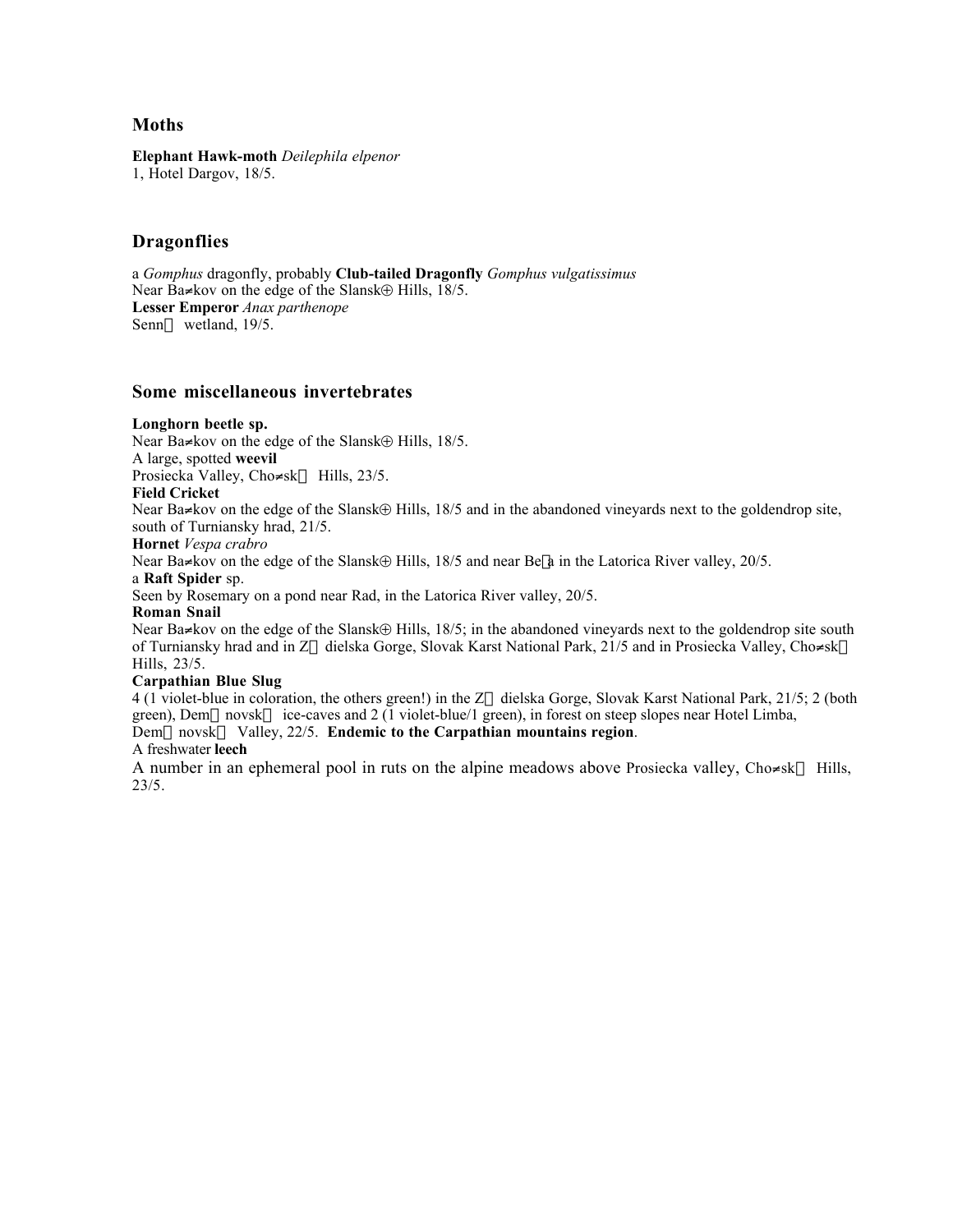## Moths

**Elephant Hawk-moth** *Deilephila elpenor*
1, Hotel Dargov, 18/5.

## Dragonflies

a *Gomphus* dragonfly, probably **Club-tailed Dragonfly** *Gomphus vulgatissimus*
Near Ba≠kov on the edge of the Slansk⊕ Hills, 18/5.
**Lesser Emperor** *Anax parthenope*
Senn  wetland, 19/5.

## Some miscellaneous invertebrates

**Longhorn beetle sp.**
Near Ba≠kov on the edge of the Slansk⊕ Hills, 18/5.
A large, spotted **weevil**
Prosiecka Valley, Cho≠sk  Hills, 23/5.
**Field Cricket**
Near Ba≠kov on the edge of the Slansk⊕ Hills, 18/5 and in the abandoned vineyards next to the goldendrop site, south of Turniansky hrad, 21/5.
**Hornet** *Vespa crabro*
Near Ba≠kov on the edge of the Slansk⊕ Hills, 18/5 and near Be a in the Latorica River valley, 20/5.
a **Raft Spider** sp.
Seen by Rosemary on a pond near Rad, in the Latorica River valley, 20/5.
**Roman Snail**
Near Ba≠kov on the edge of the Slansk⊕ Hills, 18/5; in the abandoned vineyards next to the goldendrop site south of Turniansky hrad and in Z  dielska Gorge, Slovak Karst National Park, 21/5 and in Prosiecka Valley, Cho≠sk  Hills, 23/5.
**Carpathian Blue Slug**
4 (1 violet-blue in coloration, the others green!) in the Z  dielska Gorge, Slovak Karst National Park, 21/5; 2 (both green), Dem  novsk  ice-caves and 2 (1 violet-blue/1 green), in forest on steep slopes near Hotel Limba, Dem  novsk  Valley, 22/5. **Endemic to the Carpathian mountains region**.
A freshwater **leech**
A number in an ephemeral pool in ruts on the alpine meadows above Prosiecka valley, Cho≠sk  Hills, 23/5.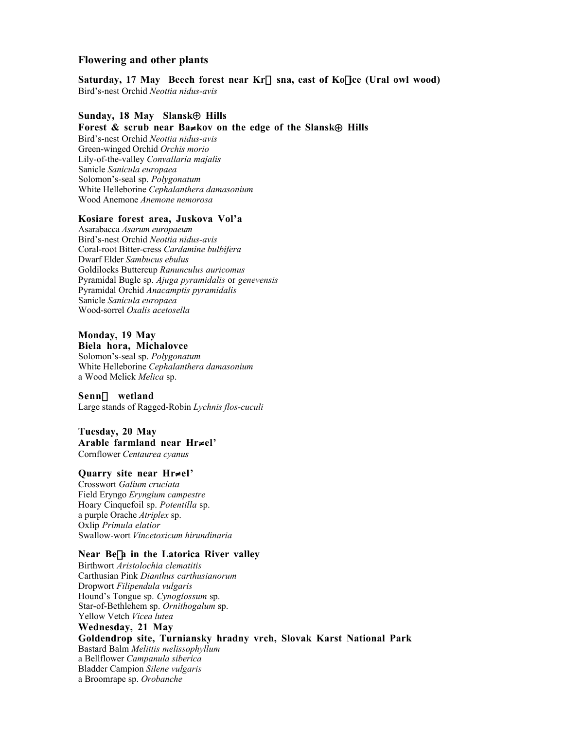## Flowering and other plants

**Saturday, 17 May  Beech forest near Kr sna, east of Ko ice (Ural owl wood)**
Bird's-nest Orchid *Neottia nidus-avis*

**Sunday, 18 May  Slansk⊕ Hills**
**Forest & scrub near Ba≠kov on the edge of the Slansk⊕ Hills**
Bird's-nest Orchid *Neottia nidus-avis*
Green-winged Orchid *Orchis morio*
Lily-of-the-valley *Convallaria majalis*
Sanicle *Sanicula europaea*
Solomon's-seal sp. *Polygonatum*
White Helleborine *Cephalanthera damasonium*
Wood Anemone *Anemone nemorosa*

**Kosiare forest area, Juskova Vol'a**
Asarabacca *Asarum europaeum*
Bird's-nest Orchid *Neottia nidus-avis*
Coral-root Bitter-cress *Cardamine bulbifera*
Dwarf Elder *Sambucus ebulus*
Goldilocks Buttercup *Ranunculus auricomus*
Pyramidal Bugle sp. *Ajuga pyramidalis* or *genevensis*
Pyramidal Orchid *Anacamptis pyramidalis*
Sanicle *Sanicula europaea*
Wood-sorrel *Oxalis acetosella*

**Monday, 19 May**
**Biela hora, Michalovce**
Solomon's-seal sp. *Polygonatum*
White Helleborine *Cephalanthera damasonium*
a Wood Melick *Melica* sp.

**Senn  wetland**
Large stands of Ragged-Robin *Lychnis flos-cuculi*

**Tuesday, 20 May**
**Arable farmland near Hr≠el'**
Cornflower *Centaurea cyanus*

**Quarry site near Hr≠el'**
Crosswort *Galium cruciata*
Field Eryngo *Eryngium campestre*
Hoary Cinquefoil sp. *Potentilla* sp.
a purple Orache *Atriplex* sp.
Oxlip *Primula elatior*
Swallow-wort *Vincetoxicum hirundinaria*

**Near Be a in the Latorica River valley**
Birthwort *Aristolochia clematitis*
Carthusian Pink *Dianthus carthusianorum*
Dropwort *Filipendula vulgaris*
Hound's Tongue sp. *Cynoglossum* sp.
Star-of-Bethlehem sp. *Ornithogalum* sp.
Yellow Vetch *Vicea lutea*

**Wednesday, 21 May**
**Goldendrop site, Turniansky hradny vrch, Slovak Karst National Park**
Bastard Balm *Melittis melissophyllum*
a Bellflower *Campanula siberica*
Bladder Campion *Silene vulgaris*
a Broomrape sp. *Orobanche*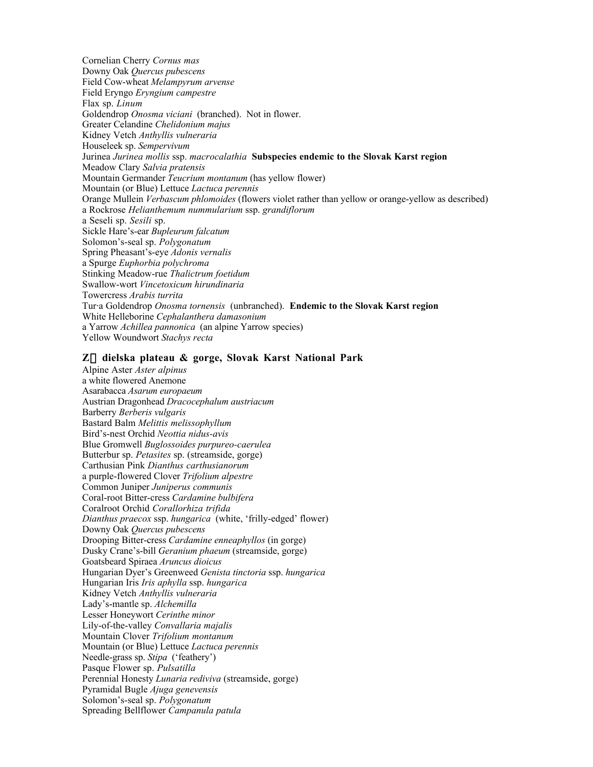Cornelian Cherry *Cornus mas*
Downy Oak *Quercus pubescens*
Field Cow-wheat *Melampyrum arvense*
Field Eryngo *Eryngium campestre*
Flax sp. *Linum*
Goldendrop *Onosma viciani* (branched). Not in flower.
Greater Celandine *Chelidonium majus*
Kidney Vetch *Anthyllis vulneraria*
Houseleek sp. *Sempervivum*
Jurinea *Jurinea mollis* ssp. *macrocalathia* **Subspecies endemic to the Slovak Karst region**
Meadow Clary *Salvia pratensis*
Mountain Germander *Teucrium montanum* (has yellow flower)
Mountain (or Blue) Lettuce *Lactuca perennis*
Orange Mullein *Verbascum phlomoides* (flowers violet rather than yellow or orange-yellow as described)
a Rockrose *Helianthemum nummularium* ssp. *grandiflorum*
a Seseli sp. *Sesili* sp.
Sickle Hare's-ear *Bupleurum falcatum*
Solomon's-seal sp. *Polygonatum*
Spring Pheasant's-eye *Adonis vernalis*
a Spurge *Euphorbia polychroma*
Stinking Meadow-rue *Thalictrum foetidum*
Swallow-wort *Vincetoxicum hirundinaria*
Towercress *Arabis turrita*
Tur·a Goldendrop *Onosma tornensis* (unbranched). **Endemic to the Slovak Karst region**
White Helleborine *Cephalanthera damasonium*
a Yarrow *Achillea pannonica* (an alpine Yarrow species)
Yellow Woundwort *Stachys recta*

### Z dielska plateau & gorge, Slovak Karst National Park

Alpine Aster *Aster alpinus*
a white flowered Anemone
Asarabacca *Asarum europaeum*
Austrian Dragonhead *Dracocephalum austriacum*
Barberry *Berberis vulgaris*
Bastard Balm *Melittis melissophyllum*
Bird's-nest Orchid *Neottia nidus-avis*
Blue Gromwell *Buglossoides purpureo-caerulea*
Butterbur sp. *Petasites* sp. (streamside, gorge)
Carthusian Pink *Dianthus carthusianorum*
a purple-flowered Clover *Trifolium alpestre*
Common Juniper *Juniperus communis*
Coral-root Bitter-cress *Cardamine bulbifera*
Coralroot Orchid *Corallorhiza trifida*
*Dianthus praecox* ssp. *hungarica* (white, 'frilly-edged' flower)
Downy Oak *Quercus pubescens*
Drooping Bitter-cress *Cardamine enneaphyllos* (in gorge)
Dusky Crane's-bill *Geranium phaeum* (streamside, gorge)
Goatsbeard Spiraea *Aruncus dioicus*
Hungarian Dyer's Greenweed *Genista tinctoria* ssp. *hungarica*
Hungarian Iris *Iris aphylla* ssp. *hungarica*
Kidney Vetch *Anthyllis vulneraria*
Lady's-mantle sp. *Alchemilla*
Lesser Honeywort *Cerinthe minor*
Lily-of-the-valley *Convallaria majalis*
Mountain Clover *Trifolium montanum*
Mountain (or Blue) Lettuce *Lactuca perennis*
Needle-grass sp. *Stipa* ('feathery')
Pasque Flower sp. *Pulsatilla*
Perennial Honesty *Lunaria rediviva* (streamside, gorge)
Pyramidal Bugle *Ajuga genevensis*
Solomon's-seal sp. *Polygonatum*
Spreading Bellflower *Campanula patula*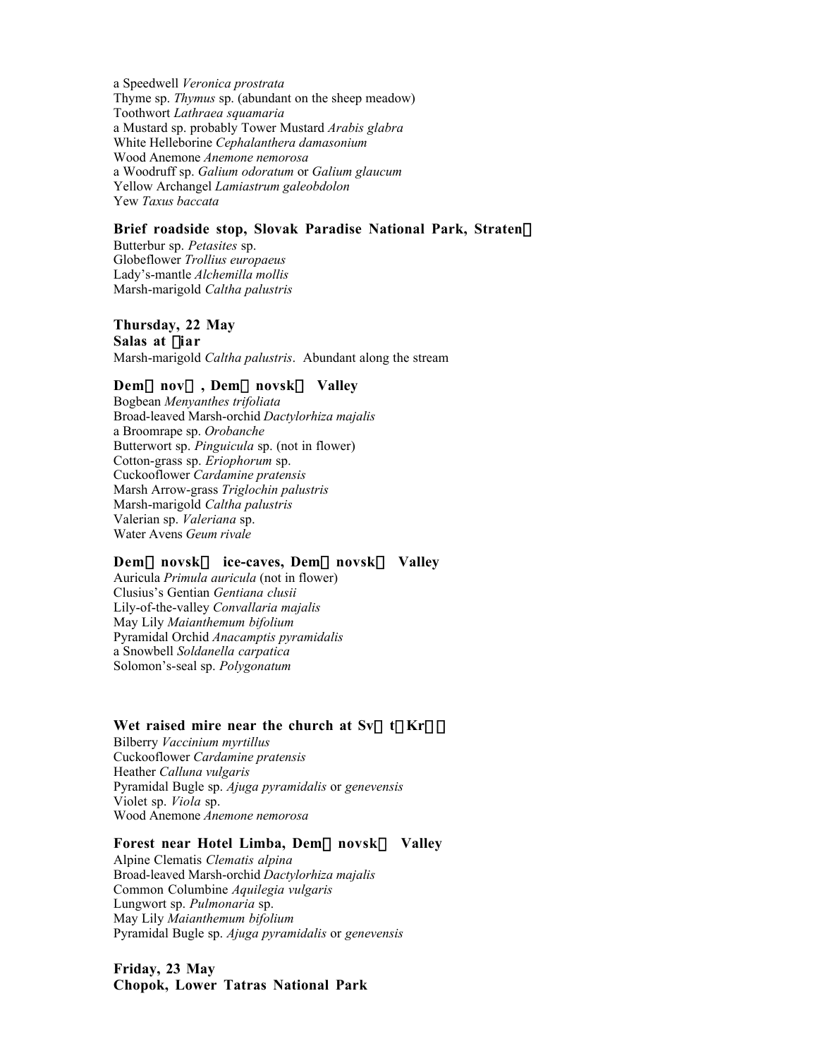a Speedwell *Veronica prostrata*
Thyme sp. *Thymus* sp. (abundant on the sheep meadow)
Toothwort *Lathraea squamaria*
a Mustard sp. probably Tower Mustard *Arabis glabra*
White Helleborine *Cephalanthera damasonium*
Wood Anemone *Anemone nemorosa*
a Woodruff sp. *Galium odoratum* or *Galium glaucum*
Yellow Archangel *Lamiastrum galeobdolon*
Yew *Taxus baccata*

**Brief roadside stop, Slovak Paradise National Park, Straten�**

Butterbur sp. *Petasites* sp.
Globeflower *Trollius europaeus*
Lady's-mantle *Alchemilla mollis*
Marsh-marigold *Caltha palustris*

**Thursday, 22 May**
**Salas at �iar**

Marsh-marigold *Caltha palustris*. Abundant along the stream

**Dem� nov� , Dem� novsk� Valley**

Bogbean *Menyanthes trifoliata*
Broad-leaved Marsh-orchid *Dactylorhiza majalis*
a Broomrape sp. *Orobanche*
Butterwort sp. *Pinguicula* sp. (not in flower)
Cotton-grass sp. *Eriophorum* sp.
Cuckooflower *Cardamine pratensis*
Marsh Arrow-grass *Triglochin palustris*
Marsh-marigold *Caltha palustris*
Valerian sp. *Valeriana* sp.
Water Avens *Geum rivale*

**Dem� novsk� ice-caves, Dem� novsk� Valley**

Auricula *Primula auricula* (not in flower)
Clusius's Gentian *Gentiana clusii*
Lily-of-the-valley *Convallaria majalis*
May Lily *Maianthemum bifolium*
Pyramidal Orchid *Anacamptis pyramidalis*
a Snowbell *Soldanella carpatica*
Solomon's-seal sp. *Polygonatum*

**Wet raised mire near the church at Sv� t� Kr� �**

Bilberry *Vaccinium myrtillus*
Cuckooflower *Cardamine pratensis*
Heather *Calluna vulgaris*
Pyramidal Bugle sp. *Ajuga pyramidalis* or *genevensis*
Violet sp. *Viola* sp.
Wood Anemone *Anemone nemorosa*

**Forest near Hotel Limba, Dem� novsk� Valley**

Alpine Clematis *Clematis alpina*
Broad-leaved Marsh-orchid *Dactylorhiza majalis*
Common Columbine *Aquilegia vulgaris*
Lungwort sp. *Pulmonaria* sp.
May Lily *Maianthemum bifolium*
Pyramidal Bugle sp. *Ajuga pyramidalis* or *genevensis*

**Friday, 23 May**
**Chopok, Lower Tatras National Park**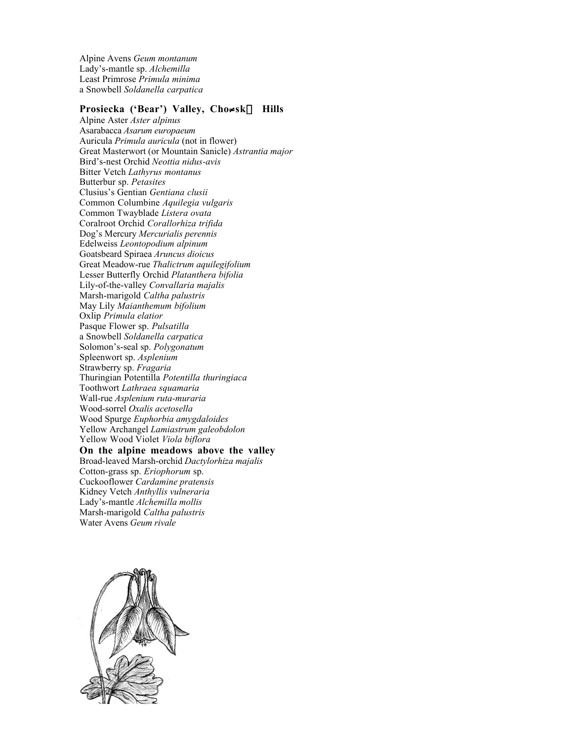Alpine Avens *Geum montanum*
Lady's-mantle sp. *Alchemilla*
Least Primrose *Primula minima*
a Snowbell *Soldanella carpatica*

**Prosiecka ('Bear') Valley, Cho≠sk Hills**

Alpine Aster *Aster alpinus*
Asarabacca *Asarum europaeum*
Auricula *Primula auricula* (not in flower)
Great Masterwort (or Mountain Sanicle) *Astrantia major*
Bird's-nest Orchid *Neottia nidus-avis*
Bitter Vetch *Lathyrus montanus*
Butterbur sp. *Petasites*
Clusius's Gentian *Gentiana clusii*
Common Columbine *Aquilegia vulgaris*
Common Twayblade *Listera ovata*
Coralroot Orchid *Corallorhiza trifida*
Dog's Mercury *Mercurialis perennis*
Edelweiss *Leontopodium alpinum*
Goatsbeard Spiraea *Aruncus dioicus*
Great Meadow-rue *Thalictrum aquilegifolium*
Lesser Butterfly Orchid *Platanthera bifolia*
Lily-of-the-valley *Convallaria majalis*
Marsh-marigold *Caltha palustris*
May Lily *Maianthemum bifolium*
Oxlip *Primula elatior*
Pasque Flower sp. *Pulsatilla*
a Snowbell *Soldanella carpatica*
Solomon's-seal sp. *Polygonatum*
Spleenwort sp. *Asplenium*
Strawberry sp. *Fragaria*
Thuringian Potentilla *Potentilla thuringiaca*
Toothwort *Lathraea squamaria*
Wall-rue *Asplenium ruta-muraria*
Wood-sorrel *Oxalis acetosella*
Wood Spurge *Euphorbia amygdaloides*
Yellow Archangel *Lamiastrum galeobdolon*
Yellow Wood Violet *Viola biflora*

**On the alpine meadows above the valley**

Broad-leaved Marsh-orchid *Dactylorhiza majalis*
Cotton-grass sp. *Eriophorum* sp.
Cuckooflower *Cardamine pratensis*
Kidney Vetch *Anthyllis vulneraria*
Lady's-mantle *Alchemilla mollis*
Marsh-marigold *Caltha palustris*
Water Avens *Geum rivale*